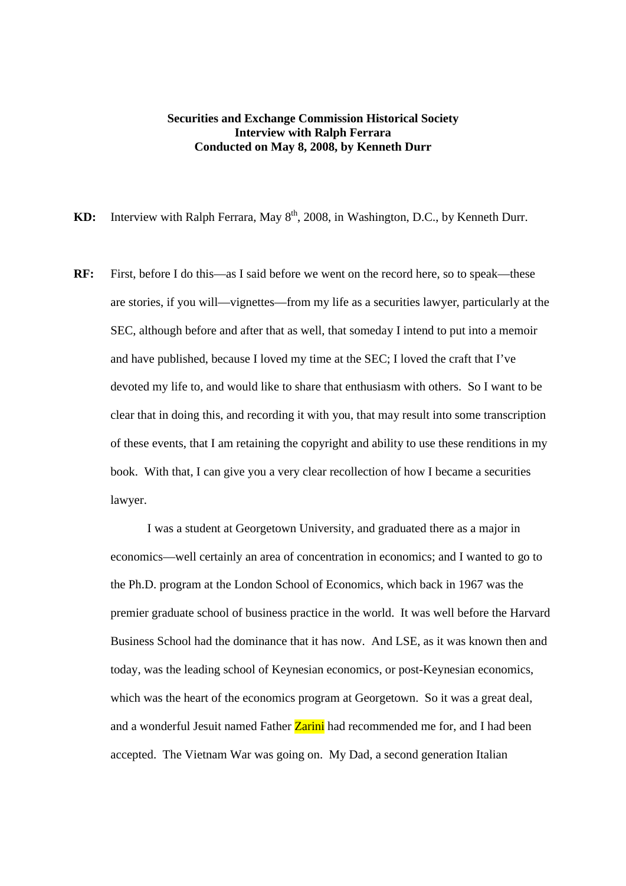**Securities and Exchange Commission Historical Society**
**Interview with Ralph Ferrara**
**Conducted on May 8, 2008, by Kenneth Durr**

**KD:** Interview with Ralph Ferrara, May 8th, 2008, in Washington, D.C., by Kenneth Durr.

**RF:** First, before I do this—as I said before we went on the record here, so to speak—these are stories, if you will—vignettes—from my life as a securities lawyer, particularly at the SEC, although before and after that as well, that someday I intend to put into a memoir and have published, because I loved my time at the SEC; I loved the craft that I've devoted my life to, and would like to share that enthusiasm with others. So I want to be clear that in doing this, and recording it with you, that may result into some transcription of these events, that I am retaining the copyright and ability to use these renditions in my book. With that, I can give you a very clear recollection of how I became a securities lawyer.

I was a student at Georgetown University, and graduated there as a major in economics—well certainly an area of concentration in economics; and I wanted to go to the Ph.D. program at the London School of Economics, which back in 1967 was the premier graduate school of business practice in the world. It was well before the Harvard Business School had the dominance that it has now. And LSE, as it was known then and today, was the leading school of Keynesian economics, or post-Keynesian economics, which was the heart of the economics program at Georgetown. So it was a great deal, and a wonderful Jesuit named Father Zarini had recommended me for, and I had been accepted. The Vietnam War was going on. My Dad, a second generation Italian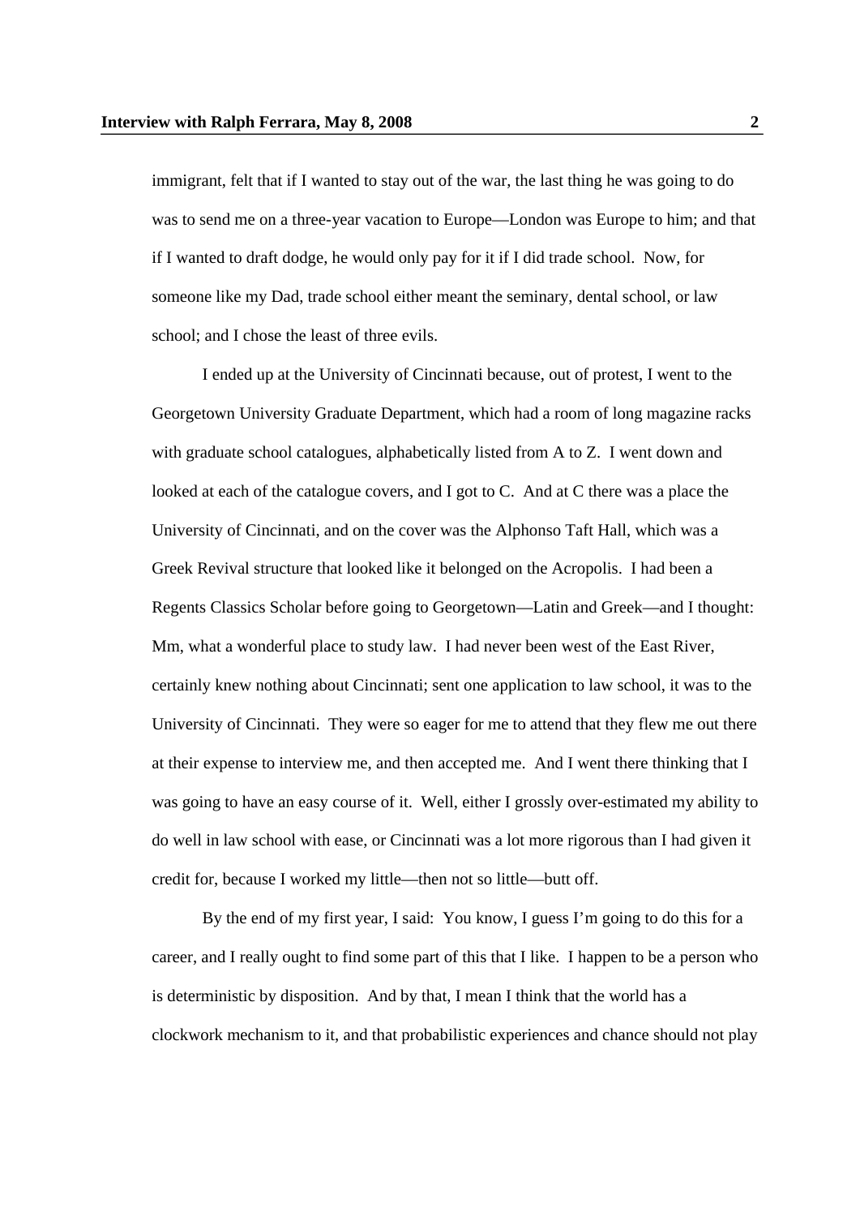immigrant, felt that if I wanted to stay out of the war, the last thing he was going to do was to send me on a three-year vacation to Europe—London was Europe to him; and that if I wanted to draft dodge, he would only pay for it if I did trade school. Now, for someone like my Dad, trade school either meant the seminary, dental school, or law school; and I chose the least of three evils.

I ended up at the University of Cincinnati because, out of protest, I went to the Georgetown University Graduate Department, which had a room of long magazine racks with graduate school catalogues, alphabetically listed from A to Z. I went down and looked at each of the catalogue covers, and I got to C. And at C there was a place the University of Cincinnati, and on the cover was the Alphonso Taft Hall, which was a Greek Revival structure that looked like it belonged on the Acropolis. I had been a Regents Classics Scholar before going to Georgetown—Latin and Greek—and I thought: Mm, what a wonderful place to study law. I had never been west of the East River, certainly knew nothing about Cincinnati; sent one application to law school, it was to the University of Cincinnati. They were so eager for me to attend that they flew me out there at their expense to interview me, and then accepted me. And I went there thinking that I was going to have an easy course of it. Well, either I grossly over-estimated my ability to do well in law school with ease, or Cincinnati was a lot more rigorous than I had given it credit for, because I worked my little—then not so little—butt off.

By the end of my first year, I said: You know, I guess I'm going to do this for a career, and I really ought to find some part of this that I like. I happen to be a person who is deterministic by disposition. And by that, I mean I think that the world has a clockwork mechanism to it, and that probabilistic experiences and chance should not play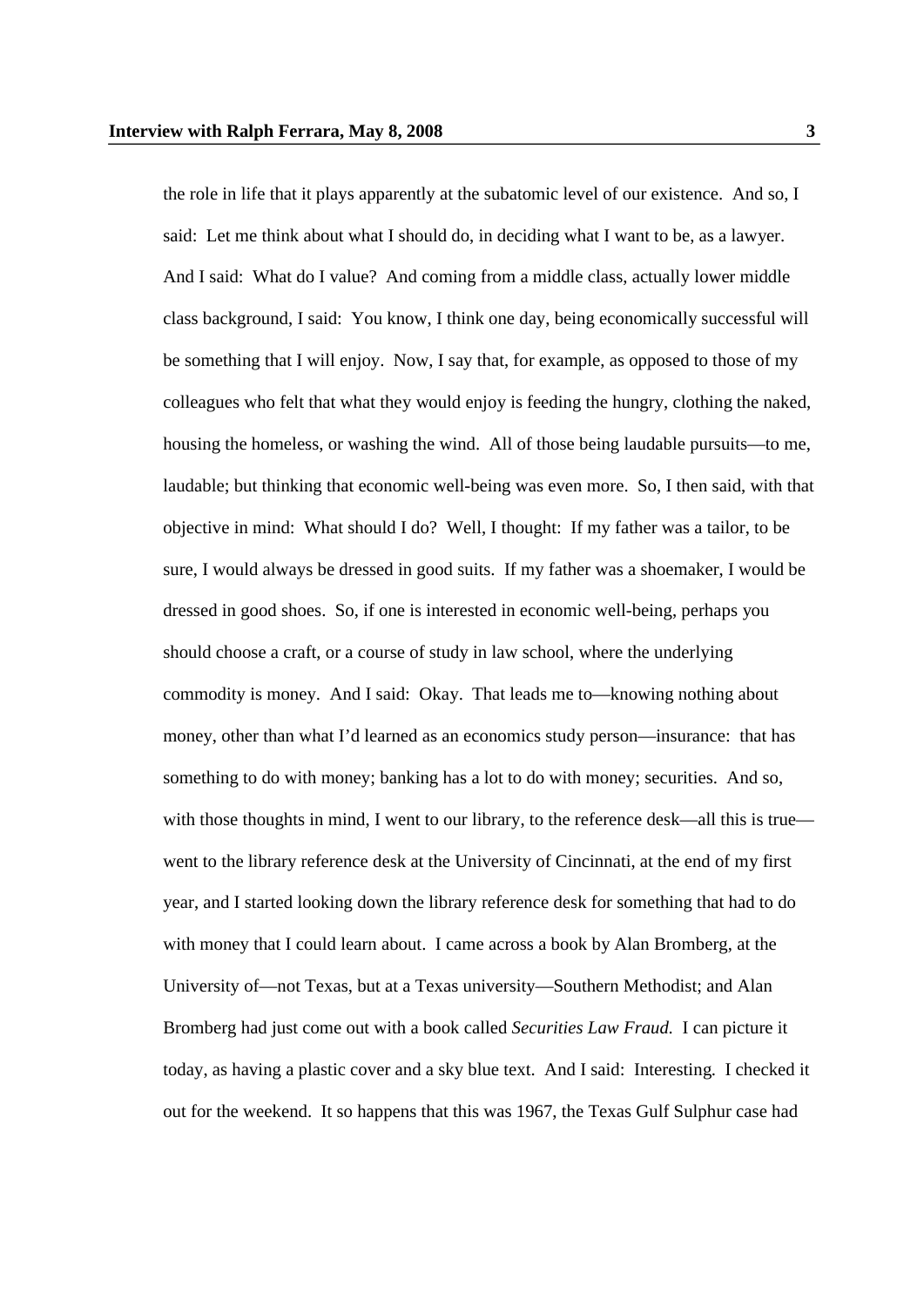the role in life that it plays apparently at the subatomic level of our existence. And so, I said: Let me think about what I should do, in deciding what I want to be, as a lawyer. And I said: What do I value? And coming from a middle class, actually lower middle class background, I said: You know, I think one day, being economically successful will be something that I will enjoy. Now, I say that, for example, as opposed to those of my colleagues who felt that what they would enjoy is feeding the hungry, clothing the naked, housing the homeless, or washing the wind. All of those being laudable pursuits—to me, laudable; but thinking that economic well-being was even more. So, I then said, with that objective in mind: What should I do? Well, I thought: If my father was a tailor, to be sure, I would always be dressed in good suits. If my father was a shoemaker, I would be dressed in good shoes. So, if one is interested in economic well-being, perhaps you should choose a craft, or a course of study in law school, where the underlying commodity is money. And I said: Okay. That leads me to—knowing nothing about money, other than what I'd learned as an economics study person—insurance: that has something to do with money; banking has a lot to do with money; securities. And so, with those thoughts in mind, I went to our library, to the reference desk—all this is true—went to the library reference desk at the University of Cincinnati, at the end of my first year, and I started looking down the library reference desk for something that had to do with money that I could learn about. I came across a book by Alan Bromberg, at the University of—not Texas, but at a Texas university—Southern Methodist; and Alan Bromberg had just come out with a book called *Securities Law Fraud.* I can picture it today, as having a plastic cover and a sky blue text. And I said: Interesting. I checked it out for the weekend. It so happens that this was 1967, the Texas Gulf Sulphur case had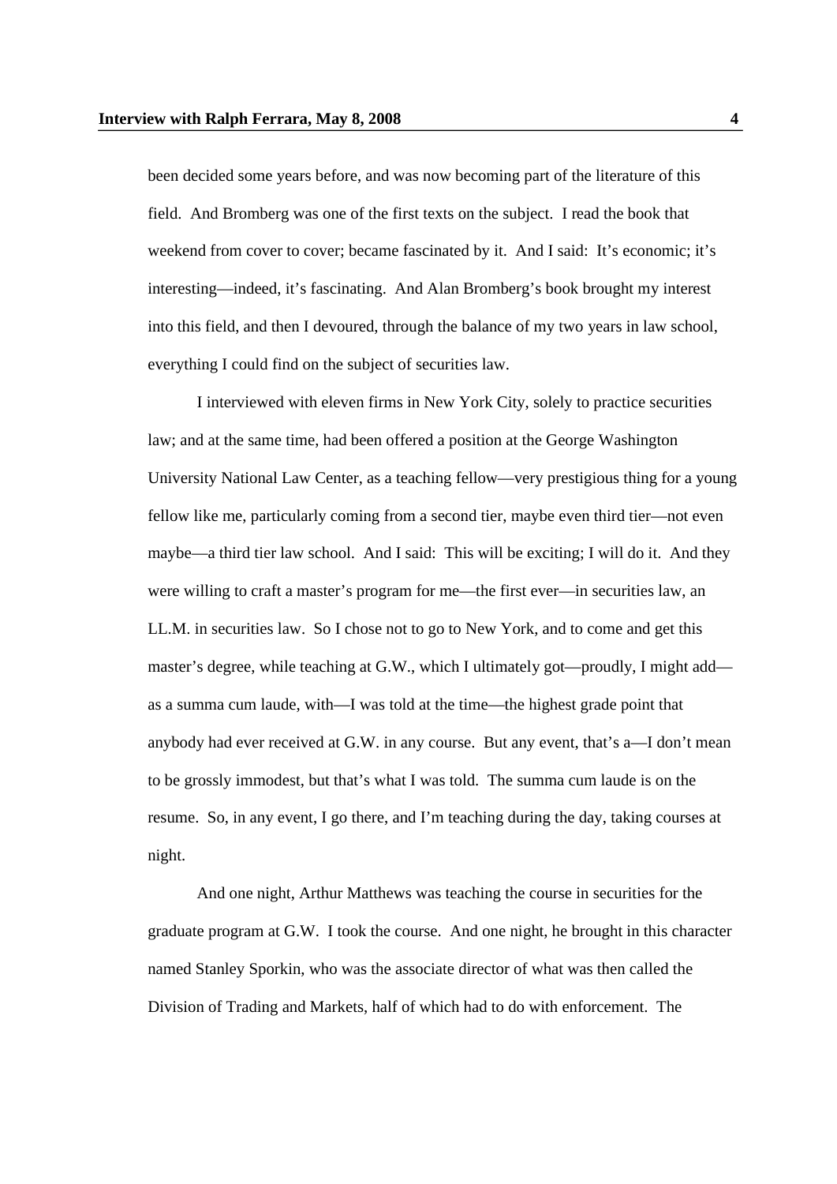been decided some years before, and was now becoming part of the literature of this field. And Bromberg was one of the first texts on the subject. I read the book that weekend from cover to cover; became fascinated by it. And I said: It's economic; it's interesting—indeed, it's fascinating. And Alan Bromberg's book brought my interest into this field, and then I devoured, through the balance of my two years in law school, everything I could find on the subject of securities law.

I interviewed with eleven firms in New York City, solely to practice securities law; and at the same time, had been offered a position at the George Washington University National Law Center, as a teaching fellow—very prestigious thing for a young fellow like me, particularly coming from a second tier, maybe even third tier—not even maybe—a third tier law school. And I said: This will be exciting; I will do it. And they were willing to craft a master's program for me—the first ever—in securities law, an LL.M. in securities law. So I chose not to go to New York, and to come and get this master's degree, while teaching at G.W., which I ultimately got—proudly, I might add—as a summa cum laude, with—I was told at the time—the highest grade point that anybody had ever received at G.W. in any course. But any event, that's a—I don't mean to be grossly immodest, but that's what I was told. The summa cum laude is on the resume. So, in any event, I go there, and I'm teaching during the day, taking courses at night.

And one night, Arthur Matthews was teaching the course in securities for the graduate program at G.W. I took the course. And one night, he brought in this character named Stanley Sporkin, who was the associate director of what was then called the Division of Trading and Markets, half of which had to do with enforcement. The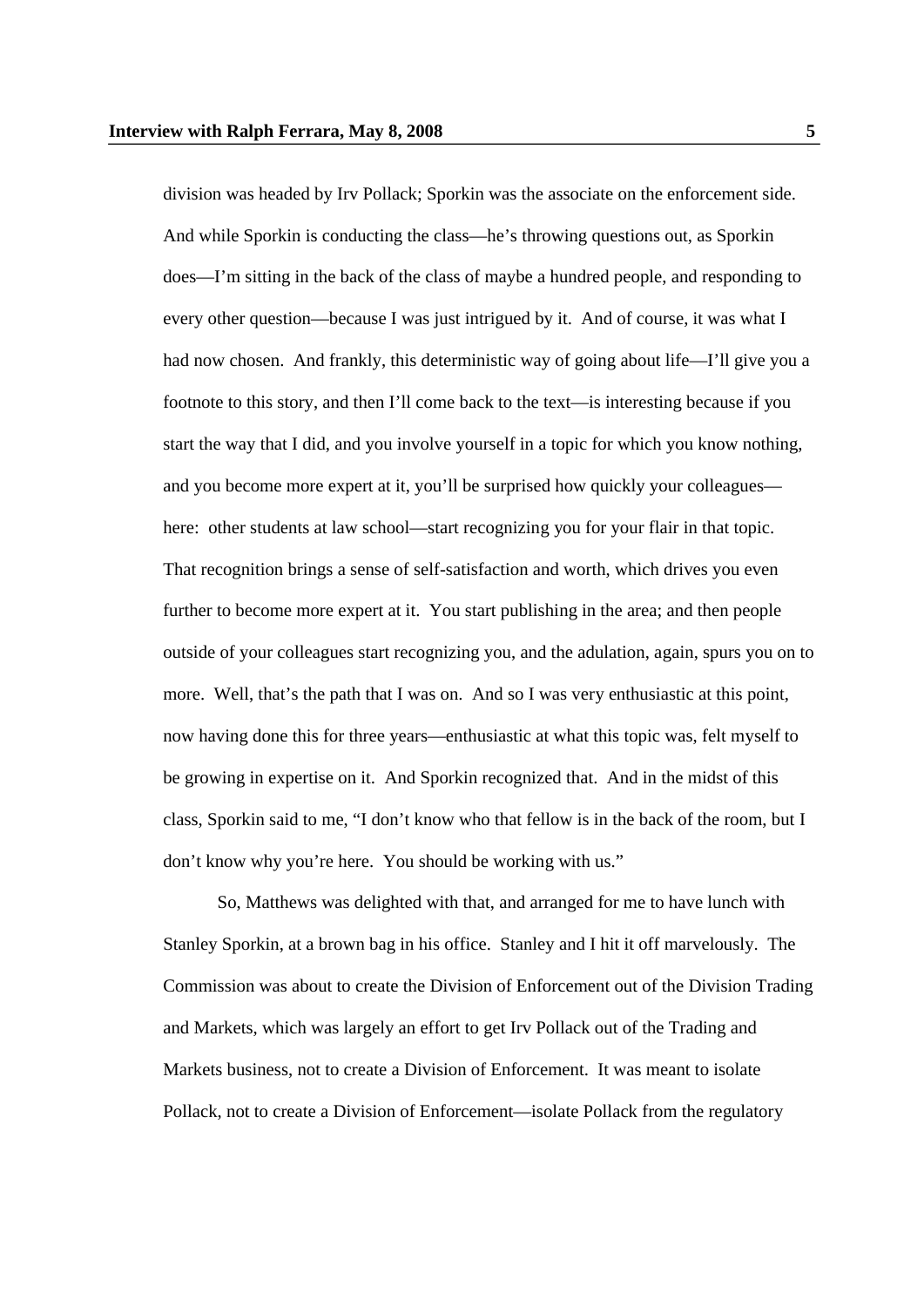division was headed by Irv Pollack; Sporkin was the associate on the enforcement side. And while Sporkin is conducting the class—he's throwing questions out, as Sporkin does—I'm sitting in the back of the class of maybe a hundred people, and responding to every other question—because I was just intrigued by it. And of course, it was what I had now chosen. And frankly, this deterministic way of going about life—I'll give you a footnote to this story, and then I'll come back to the text—is interesting because if you start the way that I did, and you involve yourself in a topic for which you know nothing, and you become more expert at it, you'll be surprised how quickly your colleagues—here: other students at law school—start recognizing you for your flair in that topic. That recognition brings a sense of self-satisfaction and worth, which drives you even further to become more expert at it. You start publishing in the area; and then people outside of your colleagues start recognizing you, and the adulation, again, spurs you on to more. Well, that's the path that I was on. And so I was very enthusiastic at this point, now having done this for three years—enthusiastic at what this topic was, felt myself to be growing in expertise on it. And Sporkin recognized that. And in the midst of this class, Sporkin said to me, "I don't know who that fellow is in the back of the room, but I don't know why you're here. You should be working with us."

So, Matthews was delighted with that, and arranged for me to have lunch with Stanley Sporkin, at a brown bag in his office. Stanley and I hit it off marvelously. The Commission was about to create the Division of Enforcement out of the Division Trading and Markets, which was largely an effort to get Irv Pollack out of the Trading and Markets business, not to create a Division of Enforcement. It was meant to isolate Pollack, not to create a Division of Enforcement—isolate Pollack from the regulatory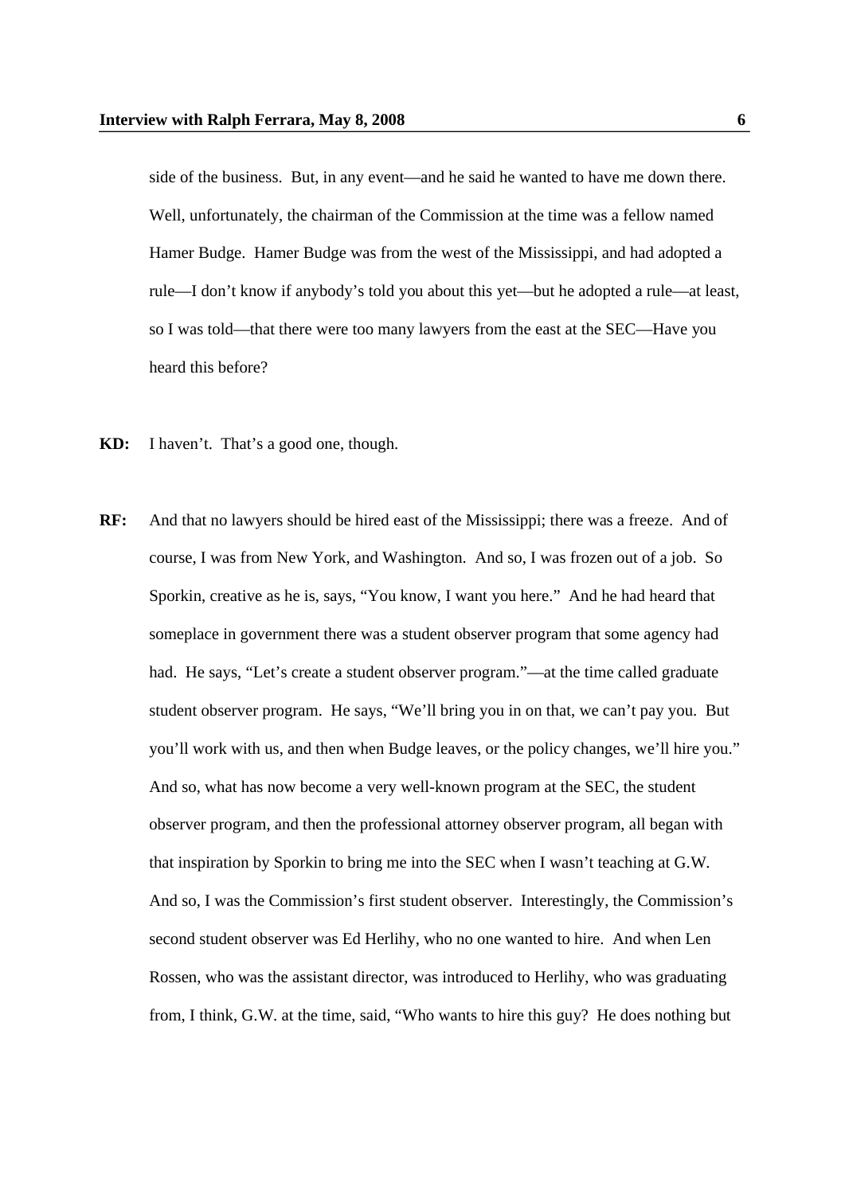side of the business. But, in any event—and he said he wanted to have me down there. Well, unfortunately, the chairman of the Commission at the time was a fellow named Hamer Budge. Hamer Budge was from the west of the Mississippi, and had adopted a rule—I don't know if anybody's told you about this yet—but he adopted a rule—at least, so I was told—that there were too many lawyers from the east at the SEC—Have you heard this before?

**KD:** I haven't. That's a good one, though.

**RF:** And that no lawyers should be hired east of the Mississippi; there was a freeze. And of course, I was from New York, and Washington. And so, I was frozen out of a job. So Sporkin, creative as he is, says, "You know, I want you here." And he had heard that someplace in government there was a student observer program that some agency had had. He says, "Let's create a student observer program."—at the time called graduate student observer program. He says, "We'll bring you in on that, we can't pay you. But you'll work with us, and then when Budge leaves, or the policy changes, we'll hire you." And so, what has now become a very well-known program at the SEC, the student observer program, and then the professional attorney observer program, all began with that inspiration by Sporkin to bring me into the SEC when I wasn't teaching at G.W. And so, I was the Commission's first student observer. Interestingly, the Commission's second student observer was Ed Herlihy, who no one wanted to hire. And when Len Rossen, who was the assistant director, was introduced to Herlihy, who was graduating from, I think, G.W. at the time, said, "Who wants to hire this guy? He does nothing but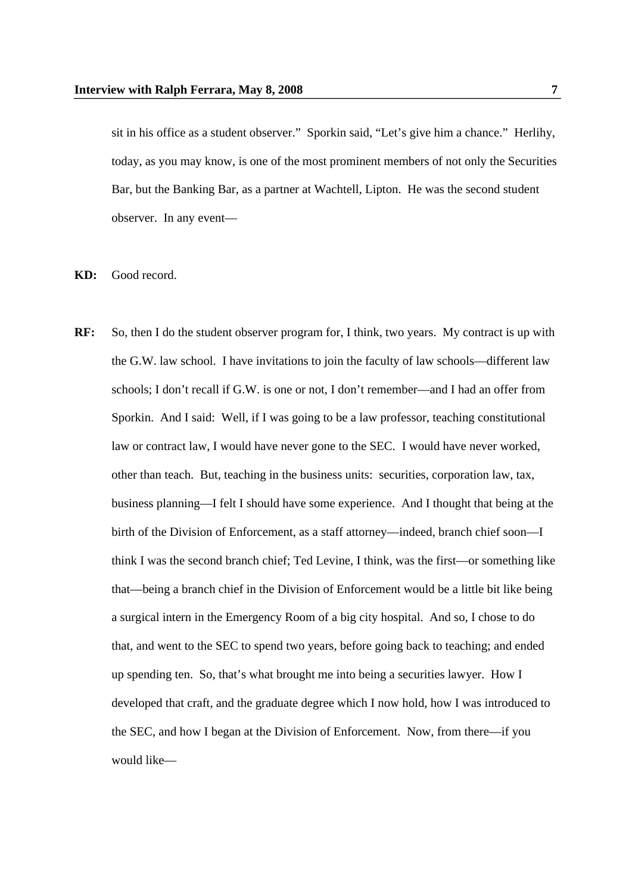sit in his office as a student observer." Sporkin said, "Let's give him a chance." Herlihy, today, as you may know, is one of the most prominent members of not only the Securities Bar, but the Banking Bar, as a partner at Wachtell, Lipton. He was the second student observer. In any event—

**KD:** Good record.

**RF:** So, then I do the student observer program for, I think, two years. My contract is up with the G.W. law school. I have invitations to join the faculty of law schools—different law schools; I don't recall if G.W. is one or not, I don't remember—and I had an offer from Sporkin. And I said: Well, if I was going to be a law professor, teaching constitutional law or contract law, I would have never gone to the SEC. I would have never worked, other than teach. But, teaching in the business units: securities, corporation law, tax, business planning—I felt I should have some experience. And I thought that being at the birth of the Division of Enforcement, as a staff attorney—indeed, branch chief soon—I think I was the second branch chief; Ted Levine, I think, was the first—or something like that—being a branch chief in the Division of Enforcement would be a little bit like being a surgical intern in the Emergency Room of a big city hospital. And so, I chose to do that, and went to the SEC to spend two years, before going back to teaching; and ended up spending ten. So, that's what brought me into being a securities lawyer. How I developed that craft, and the graduate degree which I now hold, how I was introduced to the SEC, and how I began at the Division of Enforcement. Now, from there—if you would like—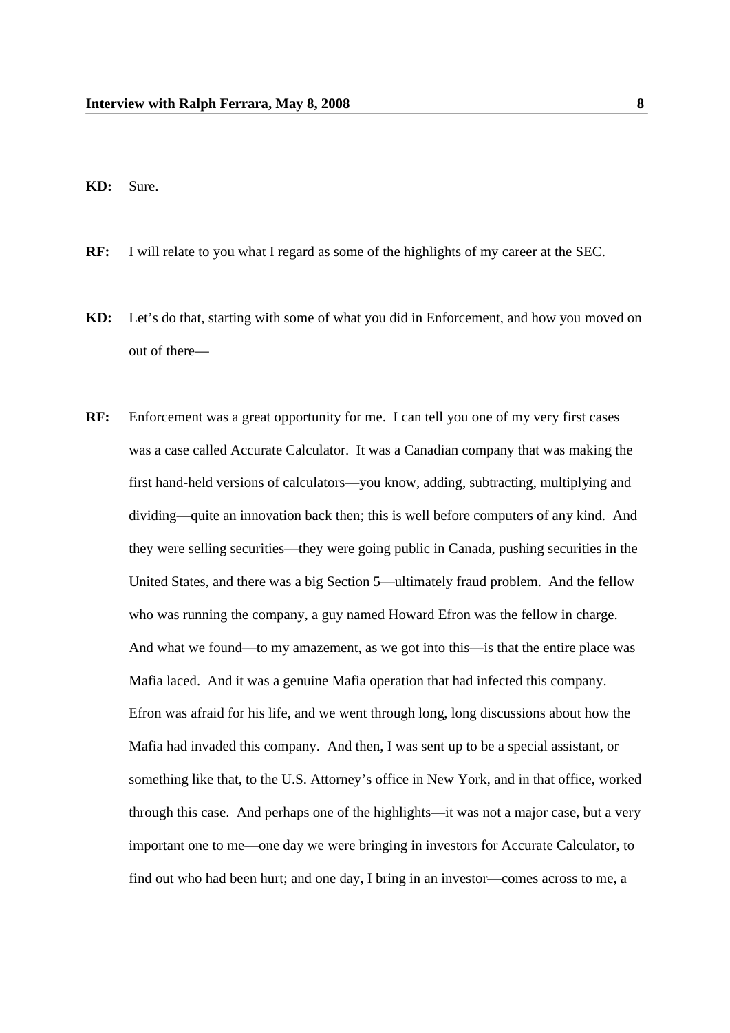**KD:** Sure.

**RF:** I will relate to you what I regard as some of the highlights of my career at the SEC.

**KD:** Let's do that, starting with some of what you did in Enforcement, and how you moved on out of there—

**RF:** Enforcement was a great opportunity for me. I can tell you one of my very first cases was a case called Accurate Calculator. It was a Canadian company that was making the first hand-held versions of calculators—you know, adding, subtracting, multiplying and dividing—quite an innovation back then; this is well before computers of any kind. And they were selling securities—they were going public in Canada, pushing securities in the United States, and there was a big Section 5—ultimately fraud problem. And the fellow who was running the company, a guy named Howard Efron was the fellow in charge. And what we found—to my amazement, as we got into this—is that the entire place was Mafia laced. And it was a genuine Mafia operation that had infected this company. Efron was afraid for his life, and we went through long, long discussions about how the Mafia had invaded this company. And then, I was sent up to be a special assistant, or something like that, to the U.S. Attorney's office in New York, and in that office, worked through this case. And perhaps one of the highlights—it was not a major case, but a very important one to me—one day we were bringing in investors for Accurate Calculator, to find out who had been hurt; and one day, I bring in an investor—comes across to me, a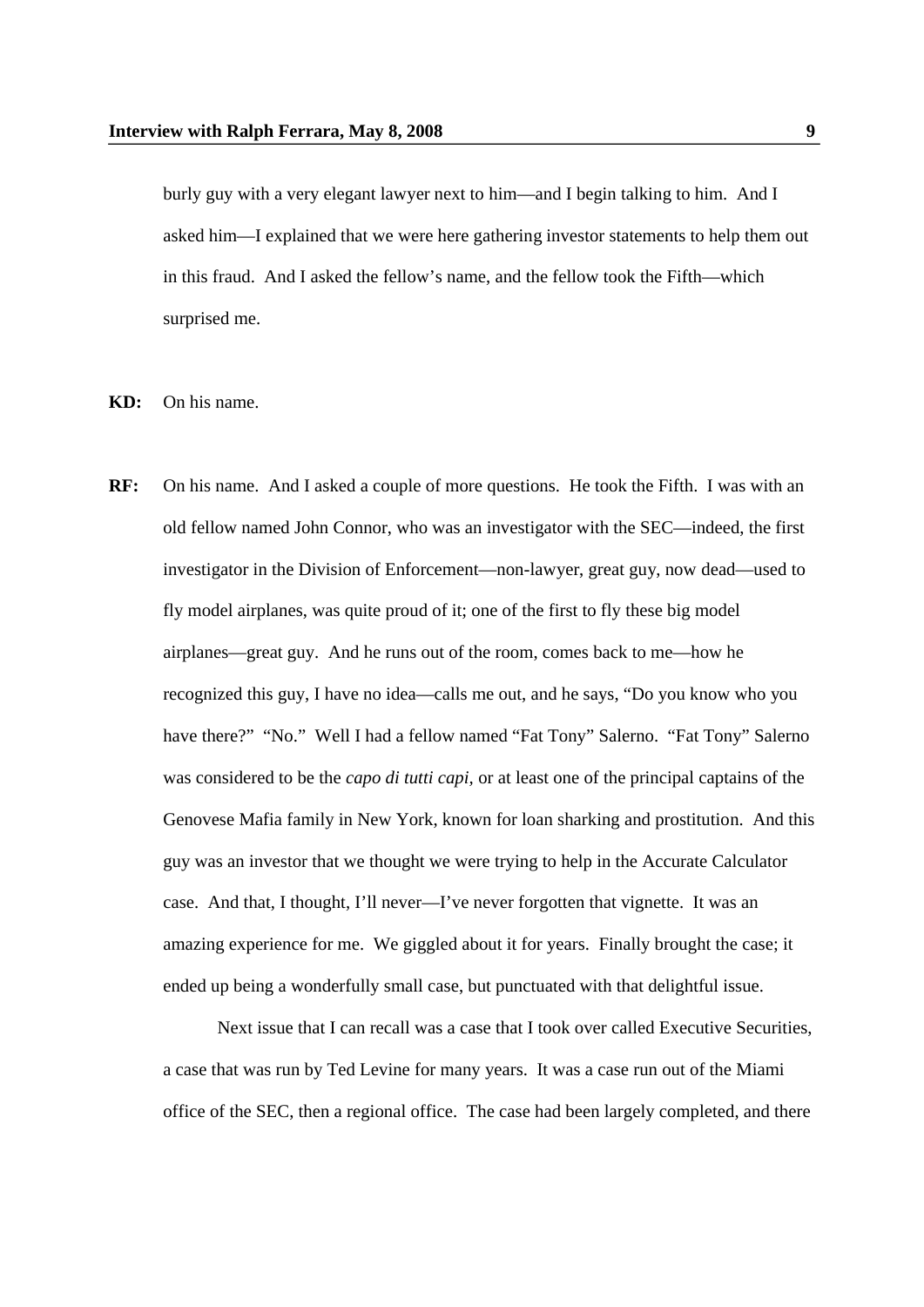burly guy with a very elegant lawyer next to him—and I begin talking to him. And I asked him—I explained that we were here gathering investor statements to help them out in this fraud. And I asked the fellow's name, and the fellow took the Fifth—which surprised me.

**KD:** On his name.

**RF:** On his name. And I asked a couple of more questions. He took the Fifth. I was with an old fellow named John Connor, who was an investigator with the SEC—indeed, the first investigator in the Division of Enforcement—non-lawyer, great guy, now dead—used to fly model airplanes, was quite proud of it; one of the first to fly these big model airplanes—great guy. And he runs out of the room, comes back to me—how he recognized this guy, I have no idea—calls me out, and he says, "Do you know who you have there?" "No." Well I had a fellow named "Fat Tony" Salerno. "Fat Tony" Salerno was considered to be the *capo di tutti capi*, or at least one of the principal captains of the Genovese Mafia family in New York, known for loan sharking and prostitution. And this guy was an investor that we thought we were trying to help in the Accurate Calculator case. And that, I thought, I'll never—I've never forgotten that vignette. It was an amazing experience for me. We giggled about it for years. Finally brought the case; it ended up being a wonderfully small case, but punctuated with that delightful issue.

Next issue that I can recall was a case that I took over called Executive Securities, a case that was run by Ted Levine for many years. It was a case run out of the Miami office of the SEC, then a regional office. The case had been largely completed, and there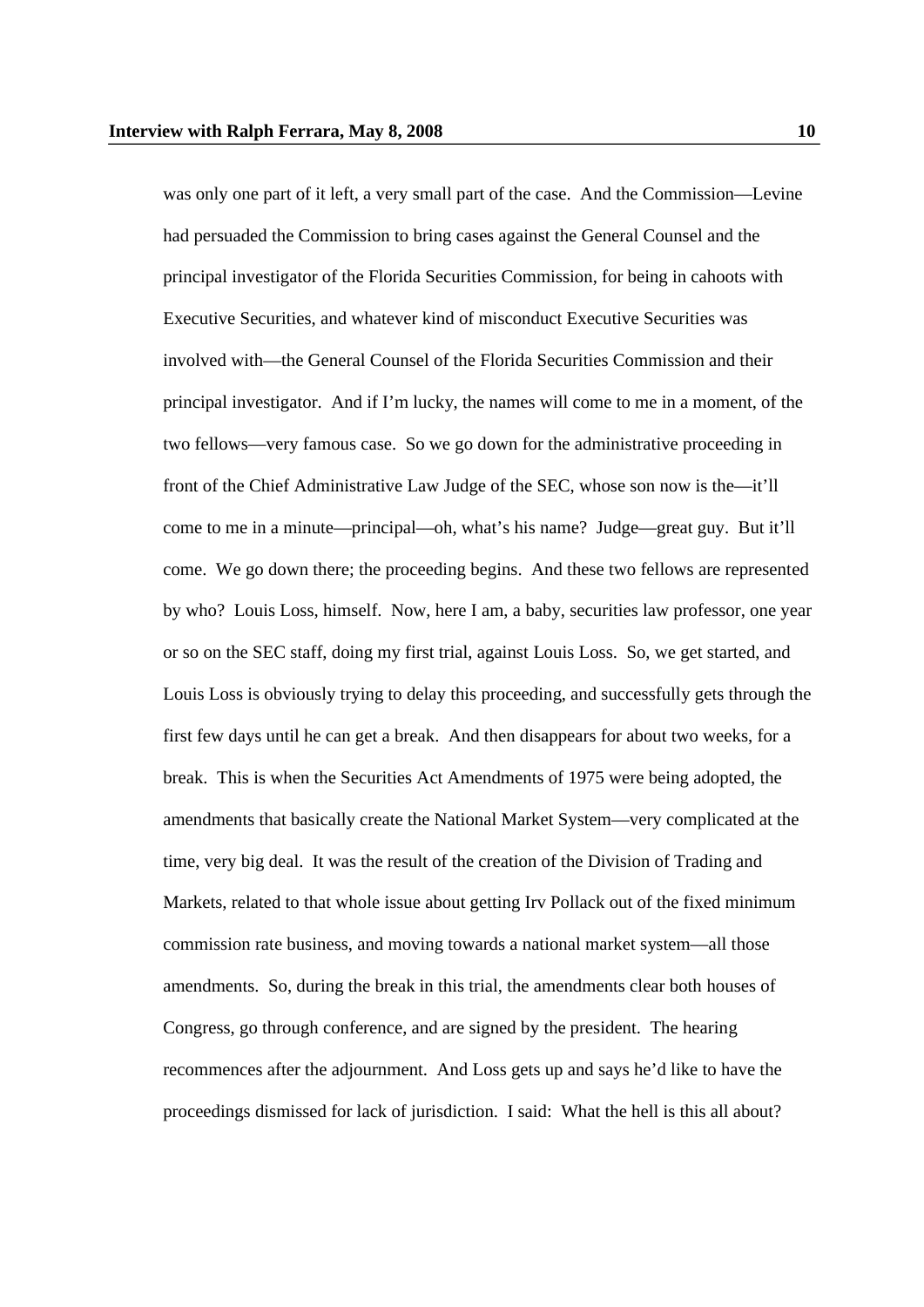was only one part of it left, a very small part of the case. And the Commission—Levine had persuaded the Commission to bring cases against the General Counsel and the principal investigator of the Florida Securities Commission, for being in cahoots with Executive Securities, and whatever kind of misconduct Executive Securities was involved with—the General Counsel of the Florida Securities Commission and their principal investigator. And if I'm lucky, the names will come to me in a moment, of the two fellows—very famous case. So we go down for the administrative proceeding in front of the Chief Administrative Law Judge of the SEC, whose son now is the—it'll come to me in a minute—principal—oh, what's his name? Judge—great guy. But it'll come. We go down there; the proceeding begins. And these two fellows are represented by who? Louis Loss, himself. Now, here I am, a baby, securities law professor, one year or so on the SEC staff, doing my first trial, against Louis Loss. So, we get started, and Louis Loss is obviously trying to delay this proceeding, and successfully gets through the first few days until he can get a break. And then disappears for about two weeks, for a break. This is when the Securities Act Amendments of 1975 were being adopted, the amendments that basically create the National Market System—very complicated at the time, very big deal. It was the result of the creation of the Division of Trading and Markets, related to that whole issue about getting Irv Pollack out of the fixed minimum commission rate business, and moving towards a national market system—all those amendments. So, during the break in this trial, the amendments clear both houses of Congress, go through conference, and are signed by the president. The hearing recommences after the adjournment. And Loss gets up and says he'd like to have the proceedings dismissed for lack of jurisdiction. I said: What the hell is this all about?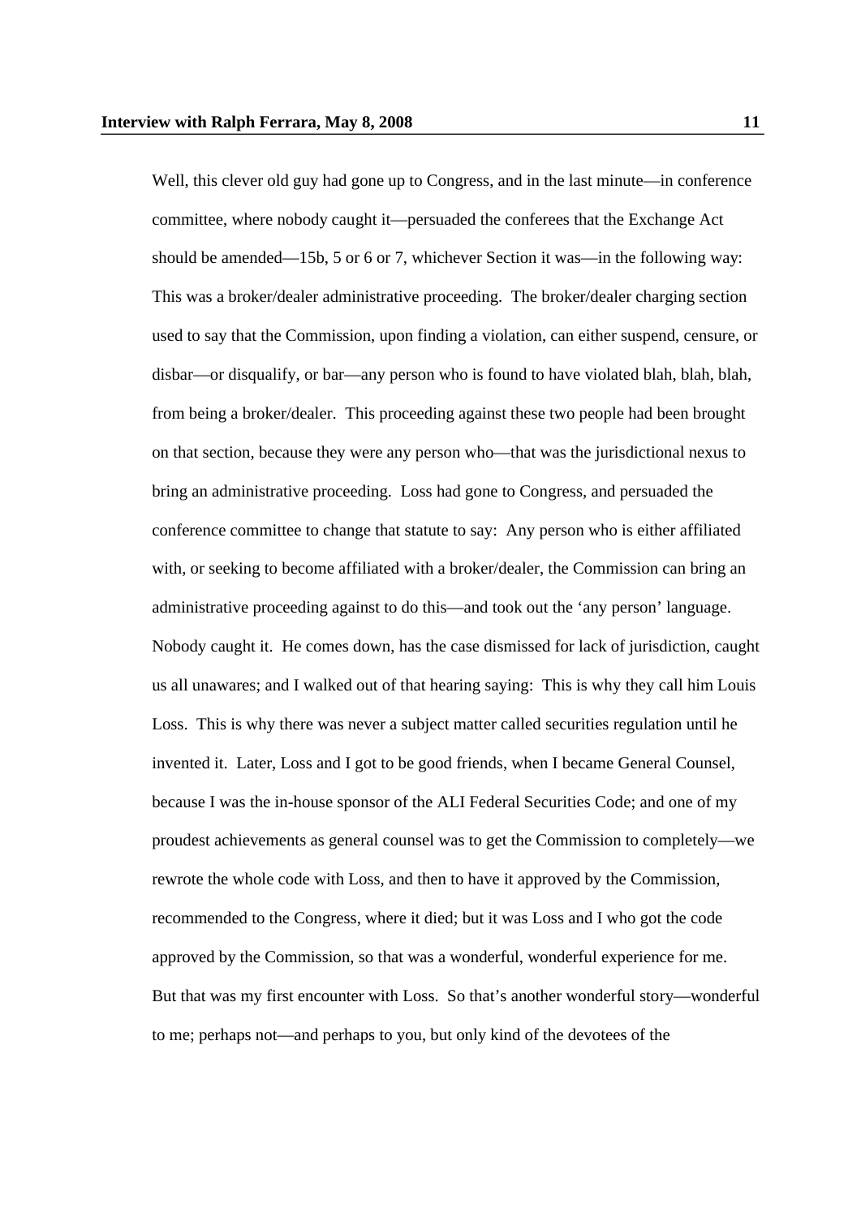Well, this clever old guy had gone up to Congress, and in the last minute—in conference committee, where nobody caught it—persuaded the conferees that the Exchange Act should be amended—15b, 5 or 6 or 7, whichever Section it was—in the following way: This was a broker/dealer administrative proceeding. The broker/dealer charging section used to say that the Commission, upon finding a violation, can either suspend, censure, or disbar—or disqualify, or bar—any person who is found to have violated blah, blah, blah, from being a broker/dealer. This proceeding against these two people had been brought on that section, because they were any person who—that was the jurisdictional nexus to bring an administrative proceeding. Loss had gone to Congress, and persuaded the conference committee to change that statute to say: Any person who is either affiliated with, or seeking to become affiliated with a broker/dealer, the Commission can bring an administrative proceeding against to do this—and took out the 'any person' language. Nobody caught it. He comes down, has the case dismissed for lack of jurisdiction, caught us all unawares; and I walked out of that hearing saying: This is why they call him Louis Loss. This is why there was never a subject matter called securities regulation until he invented it. Later, Loss and I got to be good friends, when I became General Counsel, because I was the in-house sponsor of the ALI Federal Securities Code; and one of my proudest achievements as general counsel was to get the Commission to completely—we rewrote the whole code with Loss, and then to have it approved by the Commission, recommended to the Congress, where it died; but it was Loss and I who got the code approved by the Commission, so that was a wonderful, wonderful experience for me. But that was my first encounter with Loss. So that's another wonderful story—wonderful to me; perhaps not—and perhaps to you, but only kind of the devotees of the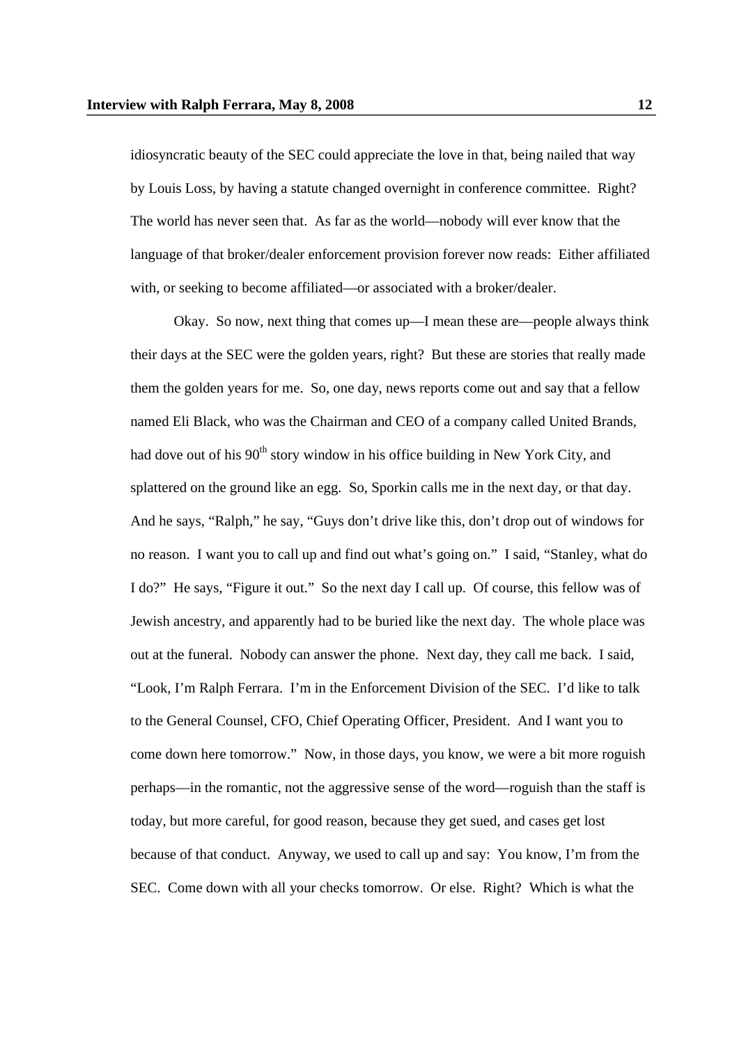idiosyncratic beauty of the SEC could appreciate the love in that, being nailed that way by Louis Loss, by having a statute changed overnight in conference committee. Right? The world has never seen that. As far as the world—nobody will ever know that the language of that broker/dealer enforcement provision forever now reads: Either affiliated with, or seeking to become affiliated—or associated with a broker/dealer.

Okay. So now, next thing that comes up—I mean these are—people always think their days at the SEC were the golden years, right? But these are stories that really made them the golden years for me. So, one day, news reports come out and say that a fellow named Eli Black, who was the Chairman and CEO of a company called United Brands, had dove out of his 90th story window in his office building in New York City, and splattered on the ground like an egg. So, Sporkin calls me in the next day, or that day. And he says, "Ralph," he say, "Guys don't drive like this, don't drop out of windows for no reason. I want you to call up and find out what's going on." I said, "Stanley, what do I do?" He says, "Figure it out." So the next day I call up. Of course, this fellow was of Jewish ancestry, and apparently had to be buried like the next day. The whole place was out at the funeral. Nobody can answer the phone. Next day, they call me back. I said, "Look, I'm Ralph Ferrara. I'm in the Enforcement Division of the SEC. I'd like to talk to the General Counsel, CFO, Chief Operating Officer, President. And I want you to come down here tomorrow." Now, in those days, you know, we were a bit more roguish perhaps—in the romantic, not the aggressive sense of the word—roguish than the staff is today, but more careful, for good reason, because they get sued, and cases get lost because of that conduct. Anyway, we used to call up and say: You know, I'm from the SEC. Come down with all your checks tomorrow. Or else. Right? Which is what the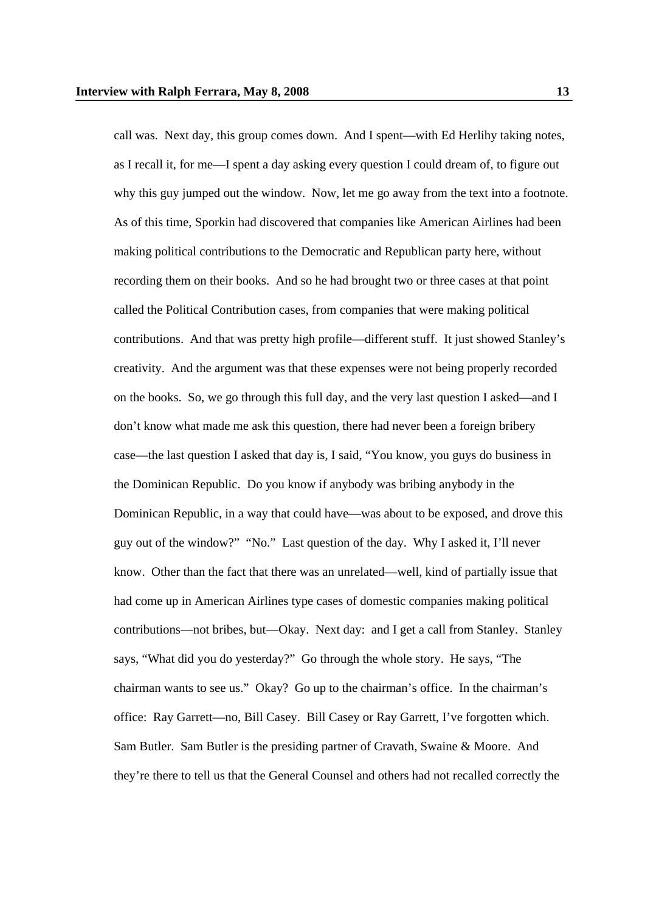call was. Next day, this group comes down. And I spent—with Ed Herlihy taking notes, as I recall it, for me—I spent a day asking every question I could dream of, to figure out why this guy jumped out the window. Now, let me go away from the text into a footnote. As of this time, Sporkin had discovered that companies like American Airlines had been making political contributions to the Democratic and Republican party here, without recording them on their books. And so he had brought two or three cases at that point called the Political Contribution cases, from companies that were making political contributions. And that was pretty high profile—different stuff. It just showed Stanley's creativity. And the argument was that these expenses were not being properly recorded on the books. So, we go through this full day, and the very last question I asked—and I don't know what made me ask this question, there had never been a foreign bribery case—the last question I asked that day is, I said, "You know, you guys do business in the Dominican Republic. Do you know if anybody was bribing anybody in the Dominican Republic, in a way that could have—was about to be exposed, and drove this guy out of the window?" "No." Last question of the day. Why I asked it, I'll never know. Other than the fact that there was an unrelated—well, kind of partially issue that had come up in American Airlines type cases of domestic companies making political contributions—not bribes, but—Okay. Next day: and I get a call from Stanley. Stanley says, "What did you do yesterday?" Go through the whole story. He says, "The chairman wants to see us." Okay? Go up to the chairman's office. In the chairman's office: Ray Garrett—no, Bill Casey. Bill Casey or Ray Garrett, I've forgotten which. Sam Butler. Sam Butler is the presiding partner of Cravath, Swaine & Moore. And they're there to tell us that the General Counsel and others had not recalled correctly the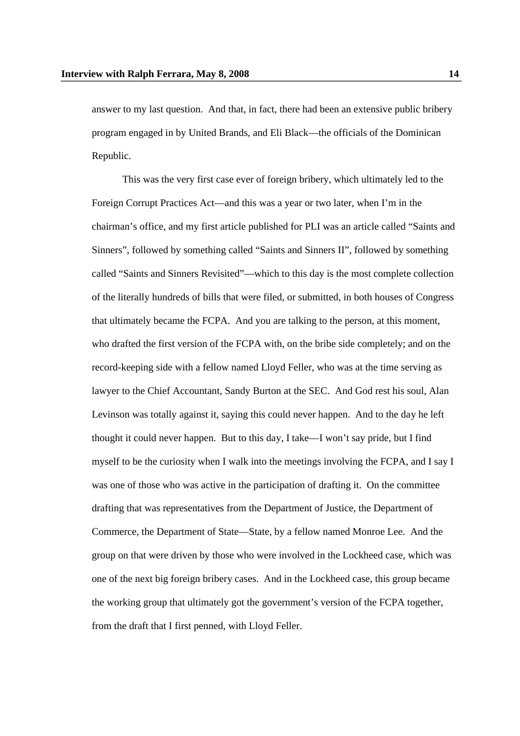answer to my last question. And that, in fact, there had been an extensive public bribery program engaged in by United Brands, and Eli Black—the officials of the Dominican Republic.

This was the very first case ever of foreign bribery, which ultimately led to the Foreign Corrupt Practices Act—and this was a year or two later, when I'm in the chairman's office, and my first article published for PLI was an article called "Saints and Sinners", followed by something called "Saints and Sinners II", followed by something called "Saints and Sinners Revisited"—which to this day is the most complete collection of the literally hundreds of bills that were filed, or submitted, in both houses of Congress that ultimately became the FCPA. And you are talking to the person, at this moment, who drafted the first version of the FCPA with, on the bribe side completely; and on the record-keeping side with a fellow named Lloyd Feller, who was at the time serving as lawyer to the Chief Accountant, Sandy Burton at the SEC. And God rest his soul, Alan Levinson was totally against it, saying this could never happen. And to the day he left thought it could never happen. But to this day, I take—I won't say pride, but I find myself to be the curiosity when I walk into the meetings involving the FCPA, and I say I was one of those who was active in the participation of drafting it. On the committee drafting that was representatives from the Department of Justice, the Department of Commerce, the Department of State—State, by a fellow named Monroe Lee. And the group on that were driven by those who were involved in the Lockheed case, which was one of the next big foreign bribery cases. And in the Lockheed case, this group became the working group that ultimately got the government's version of the FCPA together, from the draft that I first penned, with Lloyd Feller.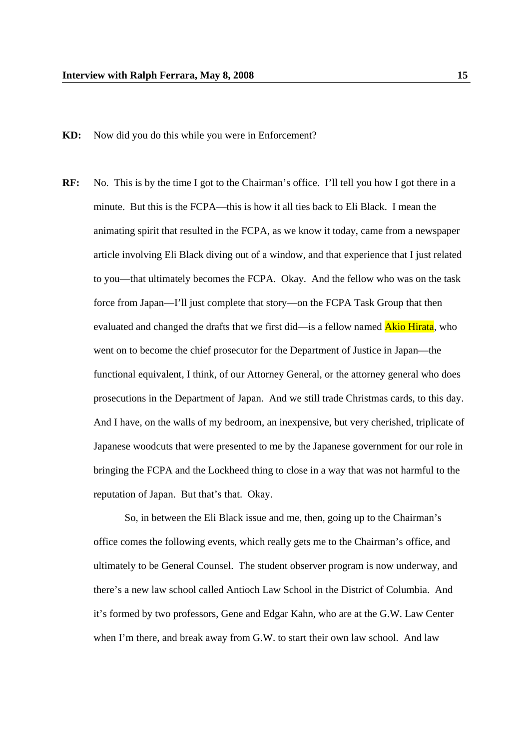**KD:** Now did you do this while you were in Enforcement?

**RF:** No. This is by the time I got to the Chairman's office. I'll tell you how I got there in a minute. But this is the FCPA—this is how it all ties back to Eli Black. I mean the animating spirit that resulted in the FCPA, as we know it today, came from a newspaper article involving Eli Black diving out of a window, and that experience that I just related to you—that ultimately becomes the FCPA. Okay. And the fellow who was on the task force from Japan—I'll just complete that story—on the FCPA Task Group that then evaluated and changed the drafts that we first did—is a fellow named Akio Hirata, who went on to become the chief prosecutor for the Department of Justice in Japan—the functional equivalent, I think, of our Attorney General, or the attorney general who does prosecutions in the Department of Japan. And we still trade Christmas cards, to this day. And I have, on the walls of my bedroom, an inexpensive, but very cherished, triplicate of Japanese woodcuts that were presented to me by the Japanese government for our role in bringing the FCPA and the Lockheed thing to close in a way that was not harmful to the reputation of Japan. But that's that. Okay.

So, in between the Eli Black issue and me, then, going up to the Chairman's office comes the following events, which really gets me to the Chairman's office, and ultimately to be General Counsel. The student observer program is now underway, and there's a new law school called Antioch Law School in the District of Columbia. And it's formed by two professors, Gene and Edgar Kahn, who are at the G.W. Law Center when I'm there, and break away from G.W. to start their own law school. And law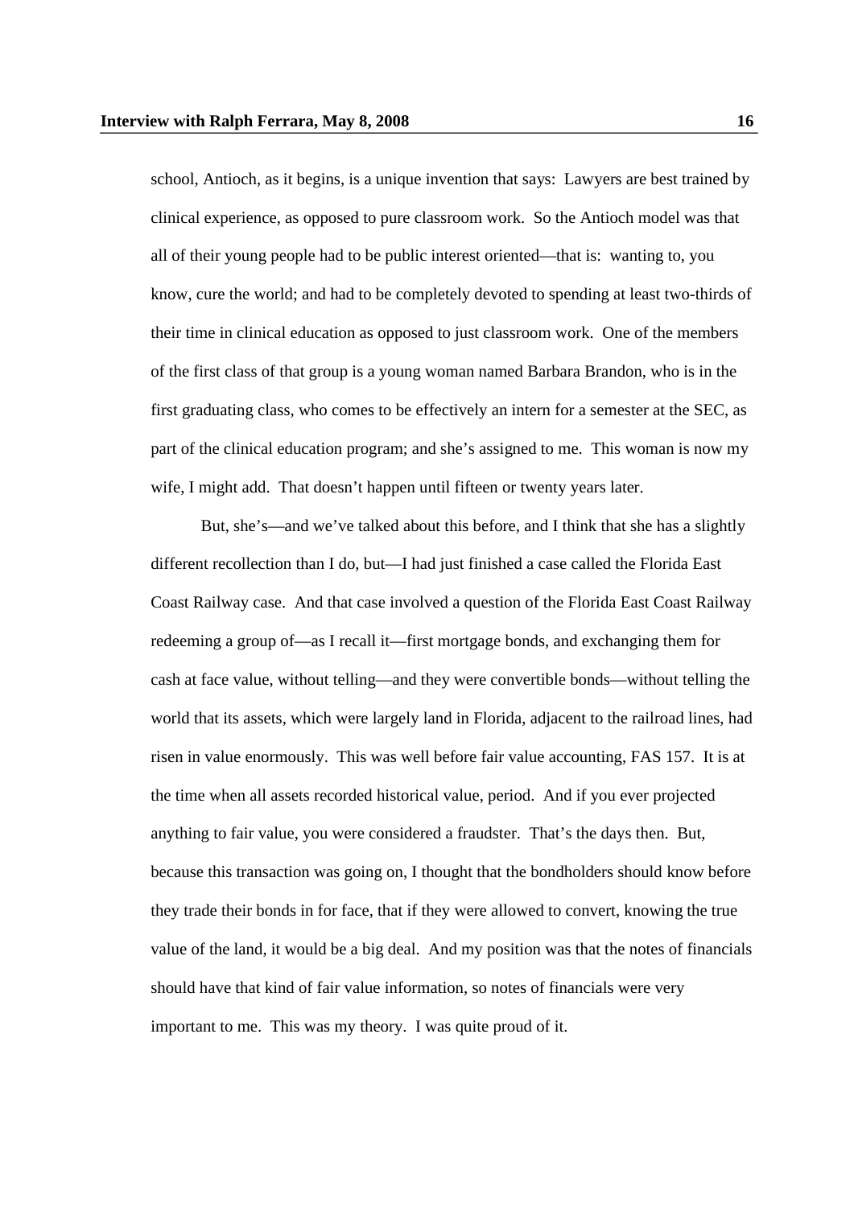school, Antioch, as it begins, is a unique invention that says: Lawyers are best trained by clinical experience, as opposed to pure classroom work. So the Antioch model was that all of their young people had to be public interest oriented—that is: wanting to, you know, cure the world; and had to be completely devoted to spending at least two-thirds of their time in clinical education as opposed to just classroom work. One of the members of the first class of that group is a young woman named Barbara Brandon, who is in the first graduating class, who comes to be effectively an intern for a semester at the SEC, as part of the clinical education program; and she's assigned to me. This woman is now my wife, I might add. That doesn't happen until fifteen or twenty years later.

But, she's—and we've talked about this before, and I think that she has a slightly different recollection than I do, but—I had just finished a case called the Florida East Coast Railway case. And that case involved a question of the Florida East Coast Railway redeeming a group of—as I recall it—first mortgage bonds, and exchanging them for cash at face value, without telling—and they were convertible bonds—without telling the world that its assets, which were largely land in Florida, adjacent to the railroad lines, had risen in value enormously. This was well before fair value accounting, FAS 157. It is at the time when all assets recorded historical value, period. And if you ever projected anything to fair value, you were considered a fraudster. That's the days then. But, because this transaction was going on, I thought that the bondholders should know before they trade their bonds in for face, that if they were allowed to convert, knowing the true value of the land, it would be a big deal. And my position was that the notes of financials should have that kind of fair value information, so notes of financials were very important to me. This was my theory. I was quite proud of it.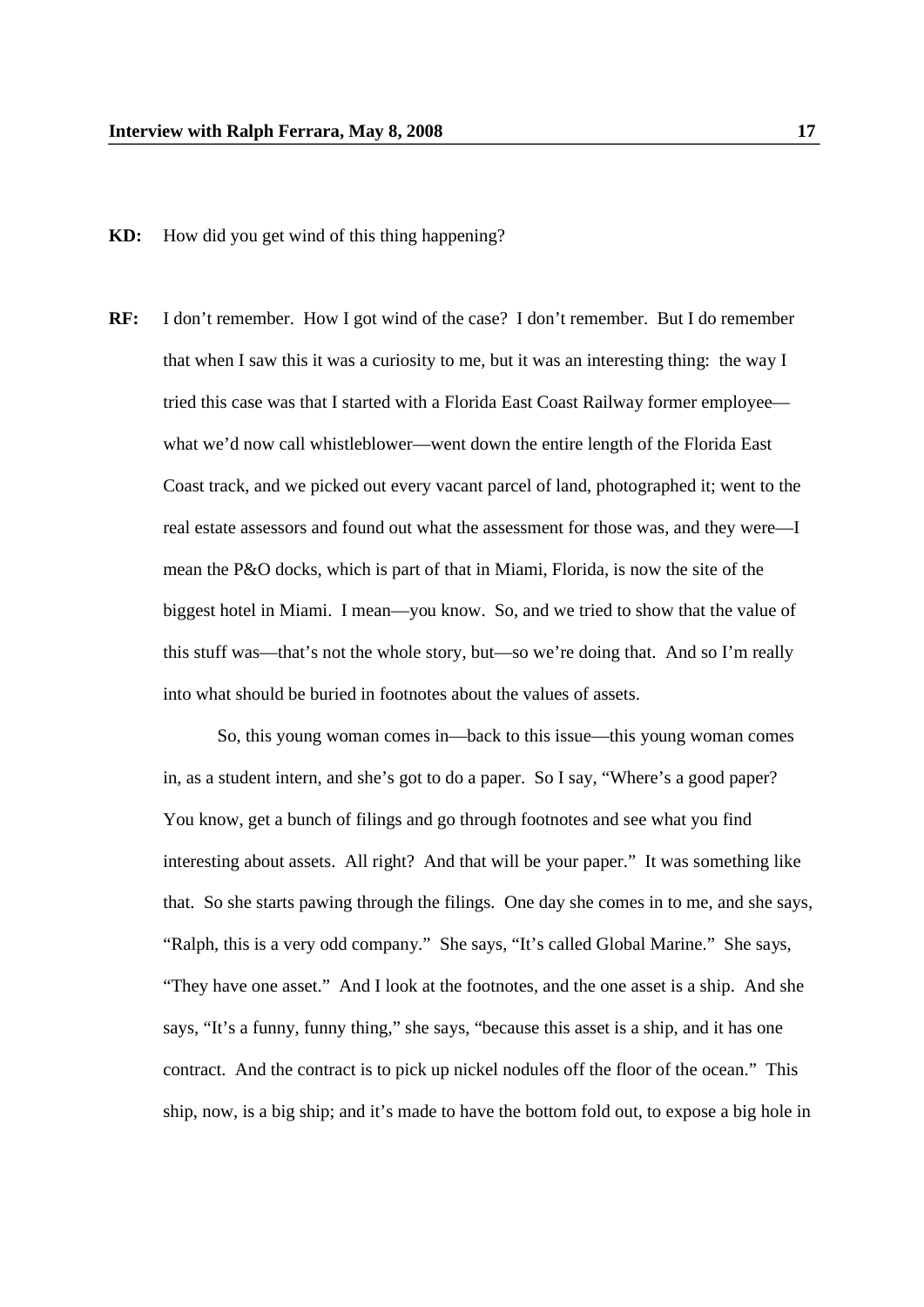**KD:** How did you get wind of this thing happening?

**RF:** I don't remember. How I got wind of the case? I don't remember. But I do remember that when I saw this it was a curiosity to me, but it was an interesting thing: the way I tried this case was that I started with a Florida East Coast Railway former employee—what we'd now call whistleblower—went down the entire length of the Florida East Coast track, and we picked out every vacant parcel of land, photographed it; went to the real estate assessors and found out what the assessment for those was, and they were—I mean the P&O docks, which is part of that in Miami, Florida, is now the site of the biggest hotel in Miami. I mean—you know. So, and we tried to show that the value of this stuff was—that's not the whole story, but—so we're doing that. And so I'm really into what should be buried in footnotes about the values of assets.

So, this young woman comes in—back to this issue—this young woman comes in, as a student intern, and she's got to do a paper. So I say, "Where's a good paper? You know, get a bunch of filings and go through footnotes and see what you find interesting about assets. All right? And that will be your paper." It was something like that. So she starts pawing through the filings. One day she comes in to me, and she says, "Ralph, this is a very odd company." She says, "It's called Global Marine." She says, "They have one asset." And I look at the footnotes, and the one asset is a ship. And she says, "It's a funny, funny thing," she says, "because this asset is a ship, and it has one contract. And the contract is to pick up nickel nodules off the floor of the ocean." This ship, now, is a big ship; and it's made to have the bottom fold out, to expose a big hole in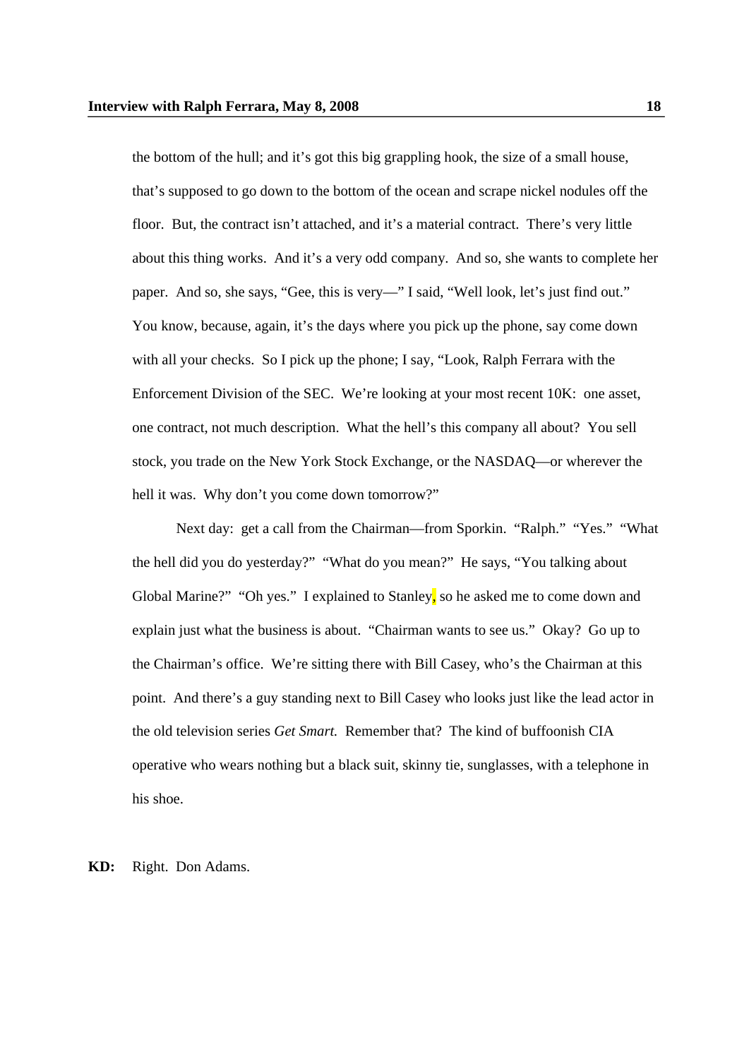the bottom of the hull; and it's got this big grappling hook, the size of a small house, that's supposed to go down to the bottom of the ocean and scrape nickel nodules off the floor. But, the contract isn't attached, and it's a material contract. There's very little about this thing works. And it's a very odd company. And so, she wants to complete her paper. And so, she says, "Gee, this is very—" I said, "Well look, let's just find out." You know, because, again, it's the days where you pick up the phone, say come down with all your checks. So I pick up the phone; I say, "Look, Ralph Ferrara with the Enforcement Division of the SEC. We're looking at your most recent 10K: one asset, one contract, not much description. What the hell's this company all about? You sell stock, you trade on the New York Stock Exchange, or the NASDAQ—or wherever the hell it was. Why don't you come down tomorrow?"

Next day: get a call from the Chairman—from Sporkin. "Ralph." "Yes." "What the hell did you do yesterday?" "What do you mean?" He says, "You talking about Global Marine?" "Oh yes." I explained to Stanley, so he asked me to come down and explain just what the business is about. "Chairman wants to see us." Okay? Go up to the Chairman's office. We're sitting there with Bill Casey, who's the Chairman at this point. And there's a guy standing next to Bill Casey who looks just like the lead actor in the old television series *Get Smart.* Remember that? The kind of buffoonish CIA operative who wears nothing but a black suit, skinny tie, sunglasses, with a telephone in his shoe.

**KD:** Right. Don Adams.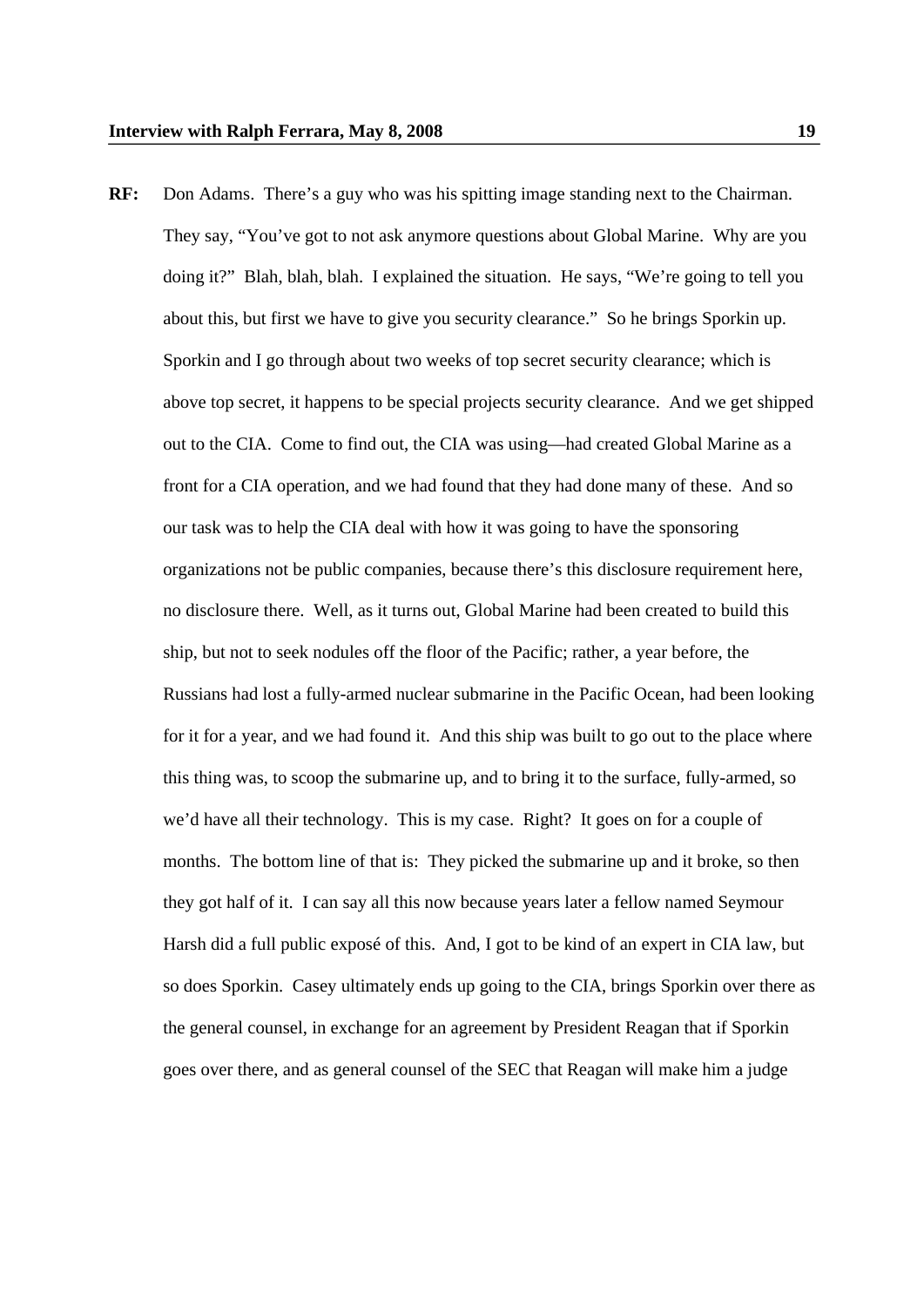**RF:** Don Adams. There's a guy who was his spitting image standing next to the Chairman. They say, "You've got to not ask anymore questions about Global Marine. Why are you doing it?" Blah, blah, blah. I explained the situation. He says, "We're going to tell you about this, but first we have to give you security clearance." So he brings Sporkin up. Sporkin and I go through about two weeks of top secret security clearance; which is above top secret, it happens to be special projects security clearance. And we get shipped out to the CIA. Come to find out, the CIA was using—had created Global Marine as a front for a CIA operation, and we had found that they had done many of these. And so our task was to help the CIA deal with how it was going to have the sponsoring organizations not be public companies, because there's this disclosure requirement here, no disclosure there. Well, as it turns out, Global Marine had been created to build this ship, but not to seek nodules off the floor of the Pacific; rather, a year before, the Russians had lost a fully-armed nuclear submarine in the Pacific Ocean, had been looking for it for a year, and we had found it. And this ship was built to go out to the place where this thing was, to scoop the submarine up, and to bring it to the surface, fully-armed, so we'd have all their technology. This is my case. Right? It goes on for a couple of months. The bottom line of that is: They picked the submarine up and it broke, so then they got half of it. I can say all this now because years later a fellow named Seymour Harsh did a full public exposé of this. And, I got to be kind of an expert in CIA law, but so does Sporkin. Casey ultimately ends up going to the CIA, brings Sporkin over there as the general counsel, in exchange for an agreement by President Reagan that if Sporkin goes over there, and as general counsel of the SEC that Reagan will make him a judge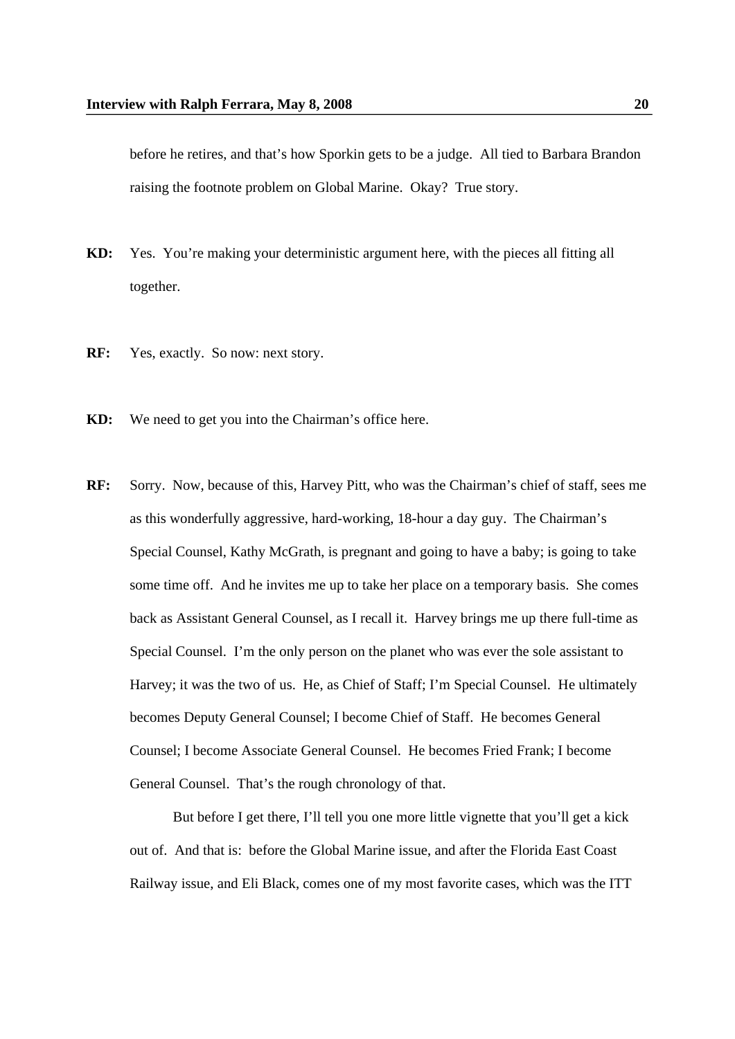before he retires, and that's how Sporkin gets to be a judge. All tied to Barbara Brandon raising the footnote problem on Global Marine. Okay? True story.

**KD:** Yes. You're making your deterministic argument here, with the pieces all fitting all together.

**RF:** Yes, exactly. So now: next story.

**KD:** We need to get you into the Chairman's office here.

**RF:** Sorry. Now, because of this, Harvey Pitt, who was the Chairman's chief of staff, sees me as this wonderfully aggressive, hard-working, 18-hour a day guy. The Chairman's Special Counsel, Kathy McGrath, is pregnant and going to have a baby; is going to take some time off. And he invites me up to take her place on a temporary basis. She comes back as Assistant General Counsel, as I recall it. Harvey brings me up there full-time as Special Counsel. I'm the only person on the planet who was ever the sole assistant to Harvey; it was the two of us. He, as Chief of Staff; I'm Special Counsel. He ultimately becomes Deputy General Counsel; I become Chief of Staff. He becomes General Counsel; I become Associate General Counsel. He becomes Fried Frank; I become General Counsel. That's the rough chronology of that.

But before I get there, I'll tell you one more little vignette that you'll get a kick out of. And that is: before the Global Marine issue, and after the Florida East Coast Railway issue, and Eli Black, comes one of my most favorite cases, which was the ITT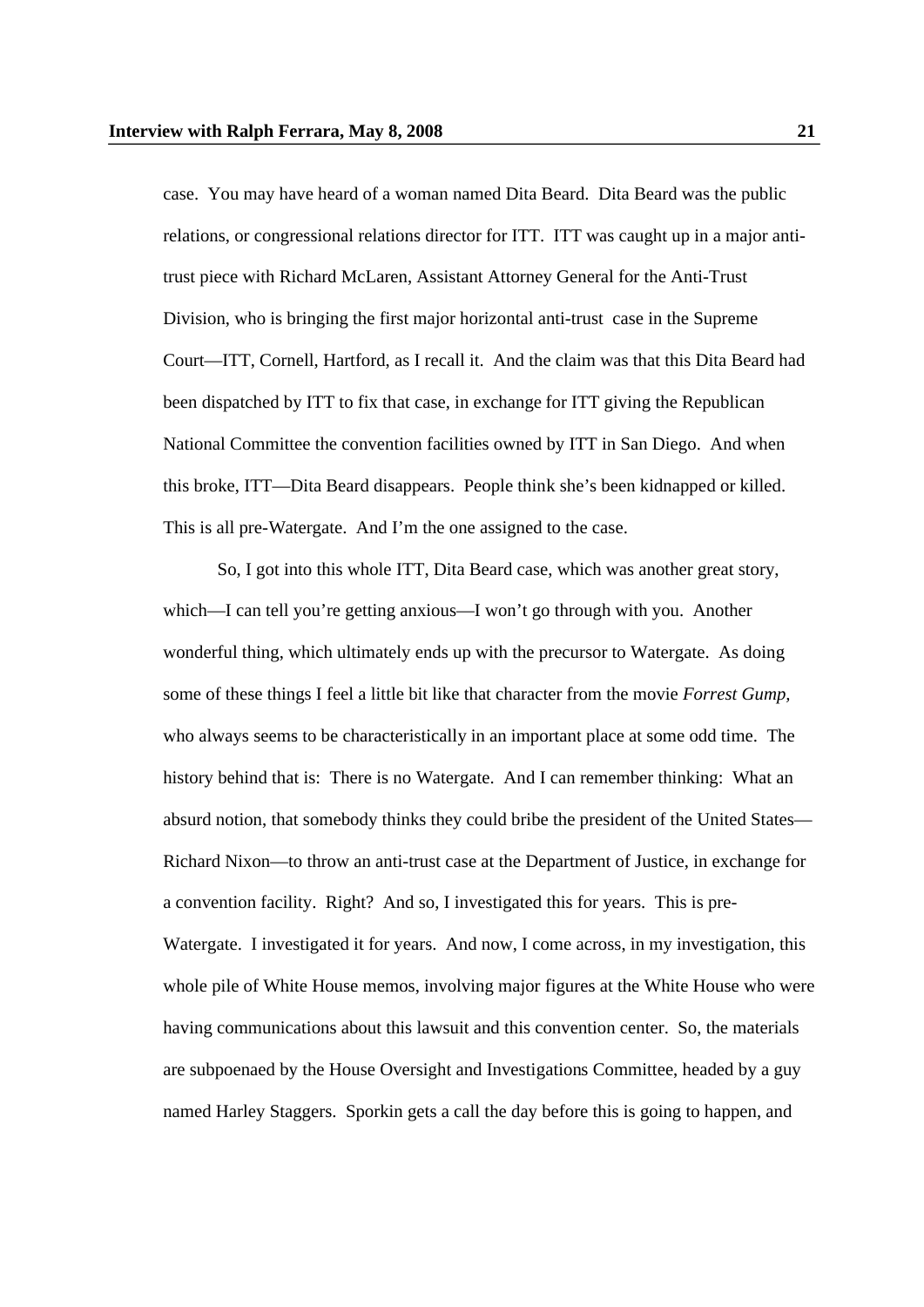case. You may have heard of a woman named Dita Beard. Dita Beard was the public relations, or congressional relations director for ITT. ITT was caught up in a major anti-trust piece with Richard McLaren, Assistant Attorney General for the Anti-Trust Division, who is bringing the first major horizontal anti-trust case in the Supreme Court—ITT, Cornell, Hartford, as I recall it. And the claim was that this Dita Beard had been dispatched by ITT to fix that case, in exchange for ITT giving the Republican National Committee the convention facilities owned by ITT in San Diego. And when this broke, ITT—Dita Beard disappears. People think she's been kidnapped or killed. This is all pre-Watergate. And I'm the one assigned to the case.

So, I got into this whole ITT, Dita Beard case, which was another great story, which—I can tell you're getting anxious—I won't go through with you. Another wonderful thing, which ultimately ends up with the precursor to Watergate. As doing some of these things I feel a little bit like that character from the movie *Forrest Gump*, who always seems to be characteristically in an important place at some odd time. The history behind that is: There is no Watergate. And I can remember thinking: What an absurd notion, that somebody thinks they could bribe the president of the United States—Richard Nixon—to throw an anti-trust case at the Department of Justice, in exchange for a convention facility. Right? And so, I investigated this for years. This is pre-Watergate. I investigated it for years. And now, I come across, in my investigation, this whole pile of White House memos, involving major figures at the White House who were having communications about this lawsuit and this convention center. So, the materials are subpoenaed by the House Oversight and Investigations Committee, headed by a guy named Harley Staggers. Sporkin gets a call the day before this is going to happen, and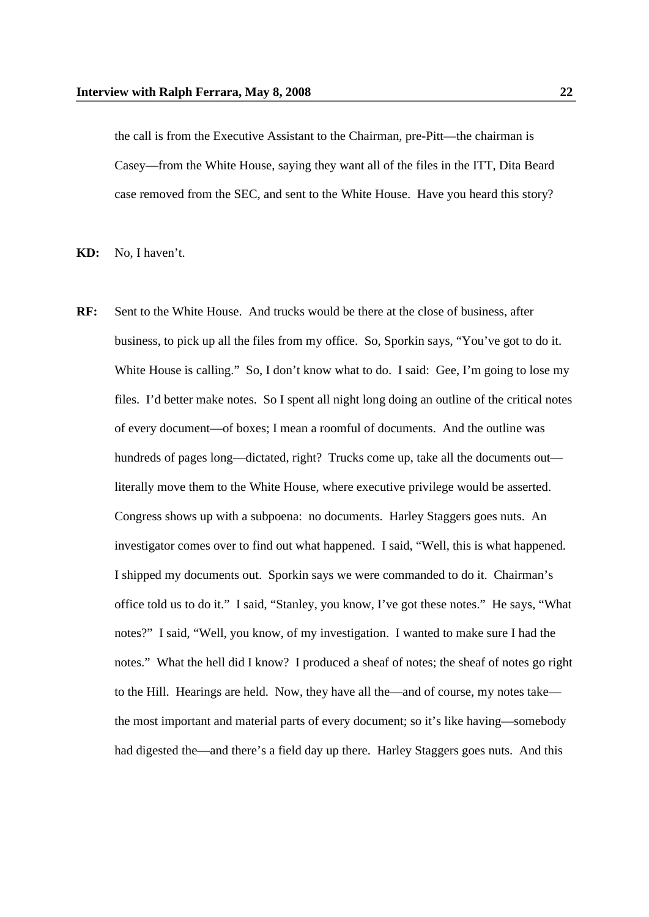the call is from the Executive Assistant to the Chairman, pre-Pitt—the chairman is Casey—from the White House, saying they want all of the files in the ITT, Dita Beard case removed from the SEC, and sent to the White House. Have you heard this story?

**KD:** No, I haven't.

**RF:** Sent to the White House. And trucks would be there at the close of business, after business, to pick up all the files from my office. So, Sporkin says, "You've got to do it. White House is calling." So, I don't know what to do. I said: Gee, I'm going to lose my files. I'd better make notes. So I spent all night long doing an outline of the critical notes of every document—of boxes; I mean a roomful of documents. And the outline was hundreds of pages long—dictated, right? Trucks come up, take all the documents out—literally move them to the White House, where executive privilege would be asserted. Congress shows up with a subpoena: no documents. Harley Staggers goes nuts. An investigator comes over to find out what happened. I said, "Well, this is what happened. I shipped my documents out. Sporkin says we were commanded to do it. Chairman's office told us to do it." I said, "Stanley, you know, I've got these notes." He says, "What notes?" I said, "Well, you know, of my investigation. I wanted to make sure I had the notes." What the hell did I know? I produced a sheaf of notes; the sheaf of notes go right to the Hill. Hearings are held. Now, they have all the—and of course, my notes take—the most important and material parts of every document; so it's like having—somebody had digested the—and there's a field day up there. Harley Staggers goes nuts. And this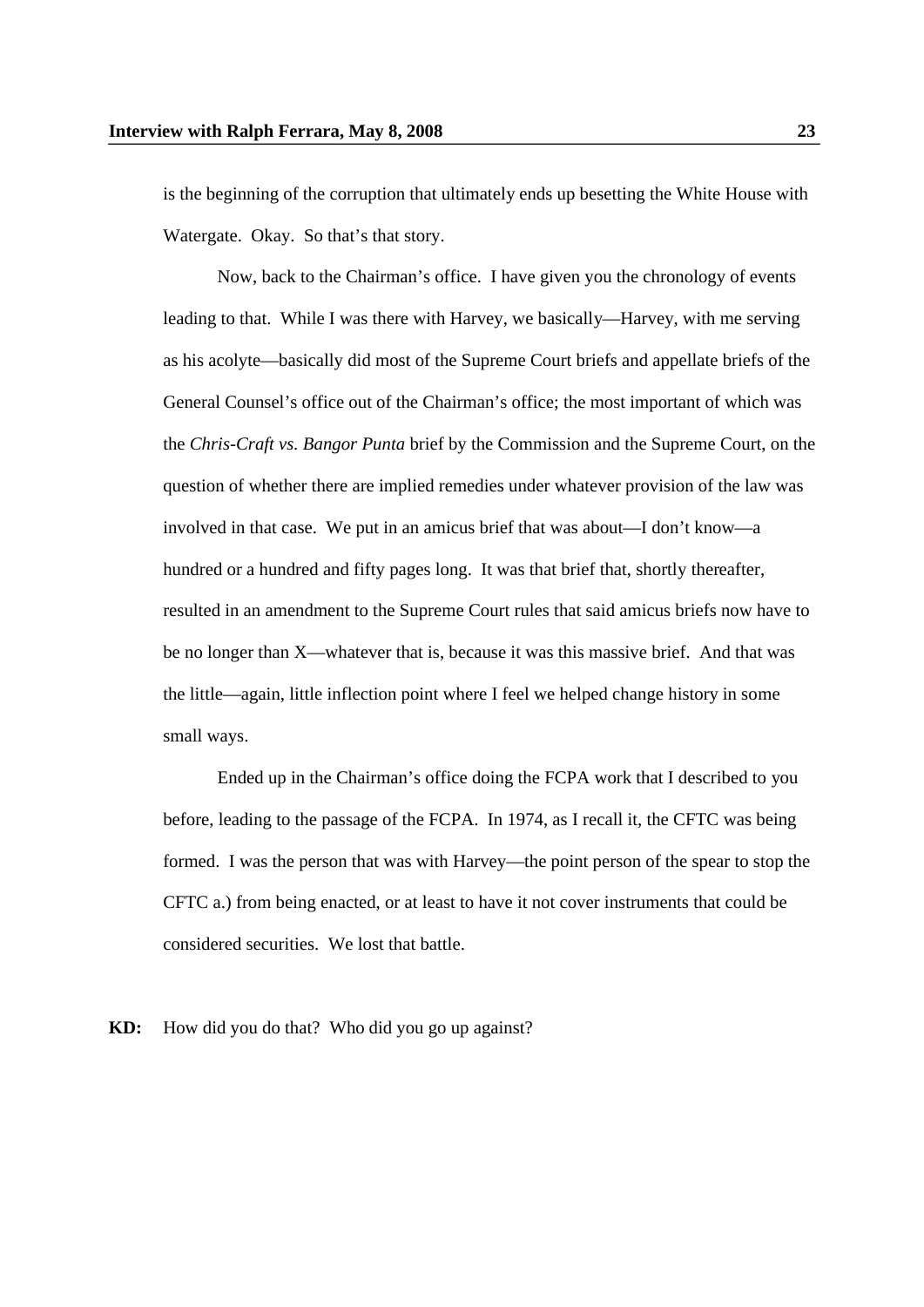is the beginning of the corruption that ultimately ends up besetting the White House with Watergate. Okay. So that's that story.

Now, back to the Chairman's office. I have given you the chronology of events leading to that. While I was there with Harvey, we basically—Harvey, with me serving as his acolyte—basically did most of the Supreme Court briefs and appellate briefs of the General Counsel's office out of the Chairman's office; the most important of which was the *Chris-Craft vs. Bangor Punta* brief by the Commission and the Supreme Court, on the question of whether there are implied remedies under whatever provision of the law was involved in that case. We put in an amicus brief that was about—I don't know—a hundred or a hundred and fifty pages long. It was that brief that, shortly thereafter, resulted in an amendment to the Supreme Court rules that said amicus briefs now have to be no longer than X—whatever that is, because it was this massive brief. And that was the little—again, little inflection point where I feel we helped change history in some small ways.

Ended up in the Chairman's office doing the FCPA work that I described to you before, leading to the passage of the FCPA. In 1974, as I recall it, the CFTC was being formed. I was the person that was with Harvey—the point person of the spear to stop the CFTC a.) from being enacted, or at least to have it not cover instruments that could be considered securities. We lost that battle.

**KD:** How did you do that? Who did you go up against?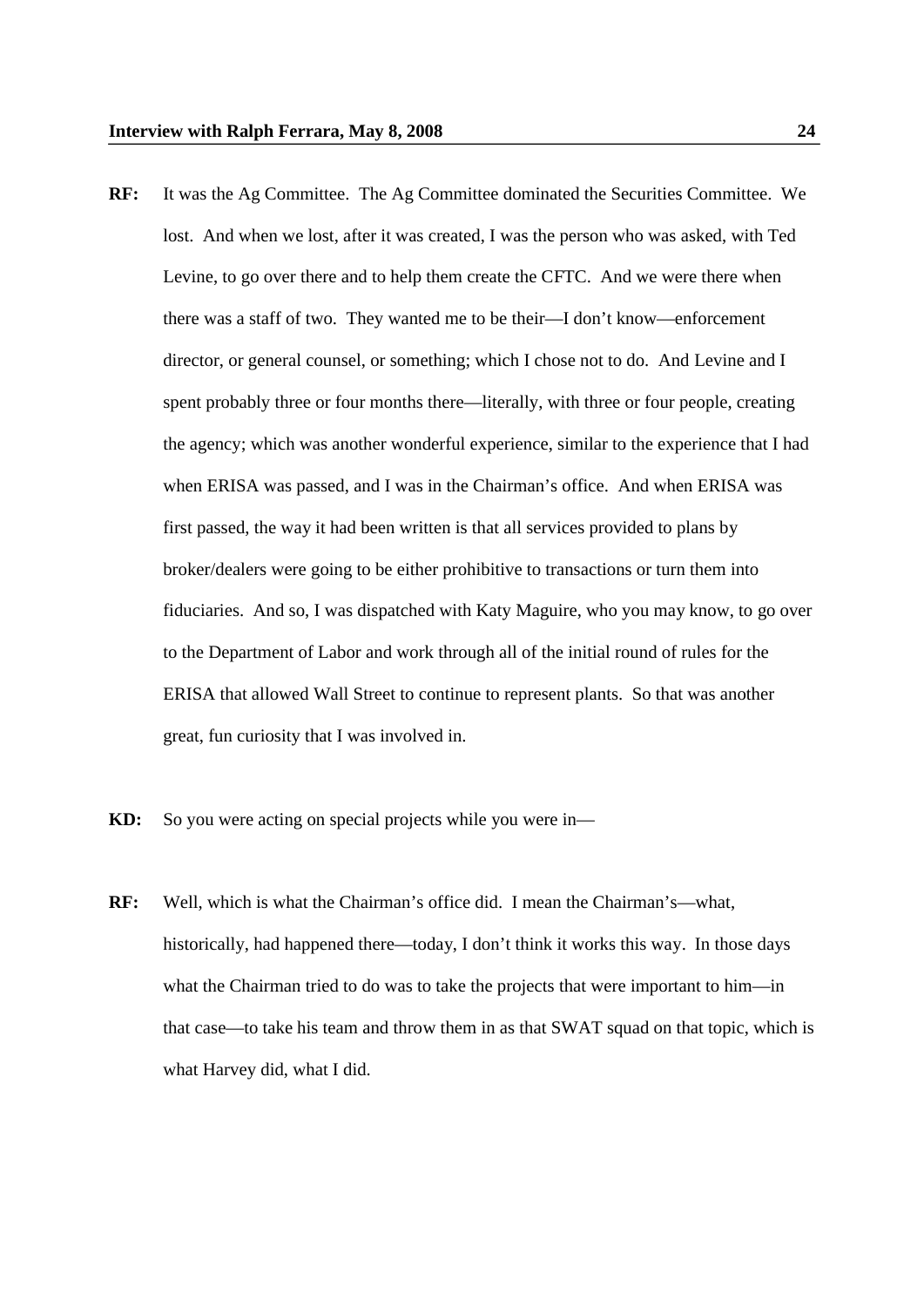**RF:** It was the Ag Committee. The Ag Committee dominated the Securities Committee. We lost. And when we lost, after it was created, I was the person who was asked, with Ted Levine, to go over there and to help them create the CFTC. And we were there when there was a staff of two. They wanted me to be their—I don't know—enforcement director, or general counsel, or something; which I chose not to do. And Levine and I spent probably three or four months there—literally, with three or four people, creating the agency; which was another wonderful experience, similar to the experience that I had when ERISA was passed, and I was in the Chairman's office. And when ERISA was first passed, the way it had been written is that all services provided to plans by broker/dealers were going to be either prohibitive to transactions or turn them into fiduciaries. And so, I was dispatched with Katy Maguire, who you may know, to go over to the Department of Labor and work through all of the initial round of rules for the ERISA that allowed Wall Street to continue to represent plants. So that was another great, fun curiosity that I was involved in.

**KD:** So you were acting on special projects while you were in—

**RF:** Well, which is what the Chairman's office did. I mean the Chairman's—what, historically, had happened there—today, I don't think it works this way. In those days what the Chairman tried to do was to take the projects that were important to him—in that case—to take his team and throw them in as that SWAT squad on that topic, which is what Harvey did, what I did.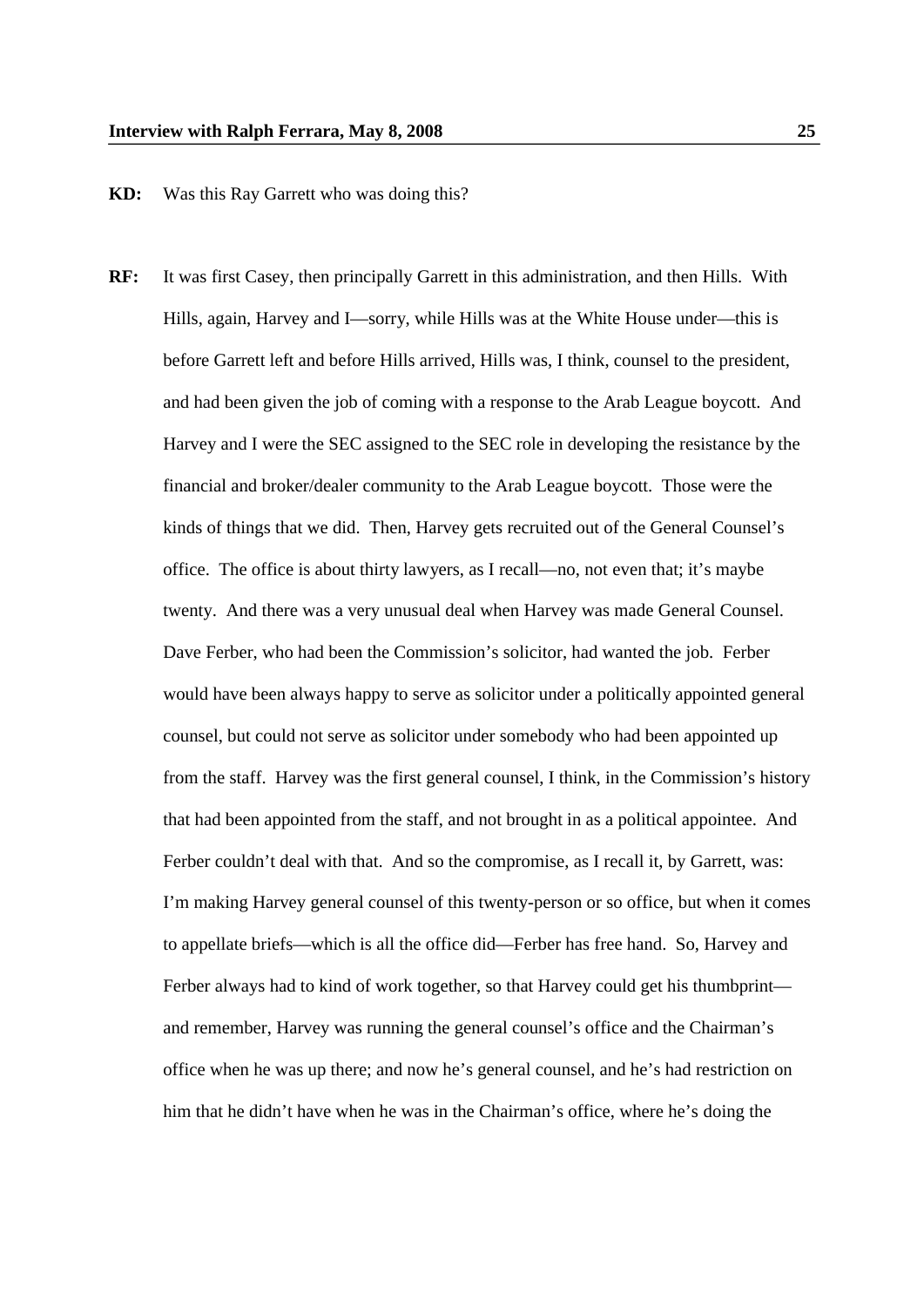**KD:** Was this Ray Garrett who was doing this?

**RF:** It was first Casey, then principally Garrett in this administration, and then Hills. With Hills, again, Harvey and I—sorry, while Hills was at the White House under—this is before Garrett left and before Hills arrived, Hills was, I think, counsel to the president, and had been given the job of coming with a response to the Arab League boycott. And Harvey and I were the SEC assigned to the SEC role in developing the resistance by the financial and broker/dealer community to the Arab League boycott. Those were the kinds of things that we did. Then, Harvey gets recruited out of the General Counsel's office. The office is about thirty lawyers, as I recall—no, not even that; it's maybe twenty. And there was a very unusual deal when Harvey was made General Counsel. Dave Ferber, who had been the Commission's solicitor, had wanted the job. Ferber would have been always happy to serve as solicitor under a politically appointed general counsel, but could not serve as solicitor under somebody who had been appointed up from the staff. Harvey was the first general counsel, I think, in the Commission's history that had been appointed from the staff, and not brought in as a political appointee. And Ferber couldn't deal with that. And so the compromise, as I recall it, by Garrett, was: I'm making Harvey general counsel of this twenty-person or so office, but when it comes to appellate briefs—which is all the office did—Ferber has free hand. So, Harvey and Ferber always had to kind of work together, so that Harvey could get his thumbprint—and remember, Harvey was running the general counsel's office and the Chairman's office when he was up there; and now he's general counsel, and he's had restriction on him that he didn't have when he was in the Chairman's office, where he's doing the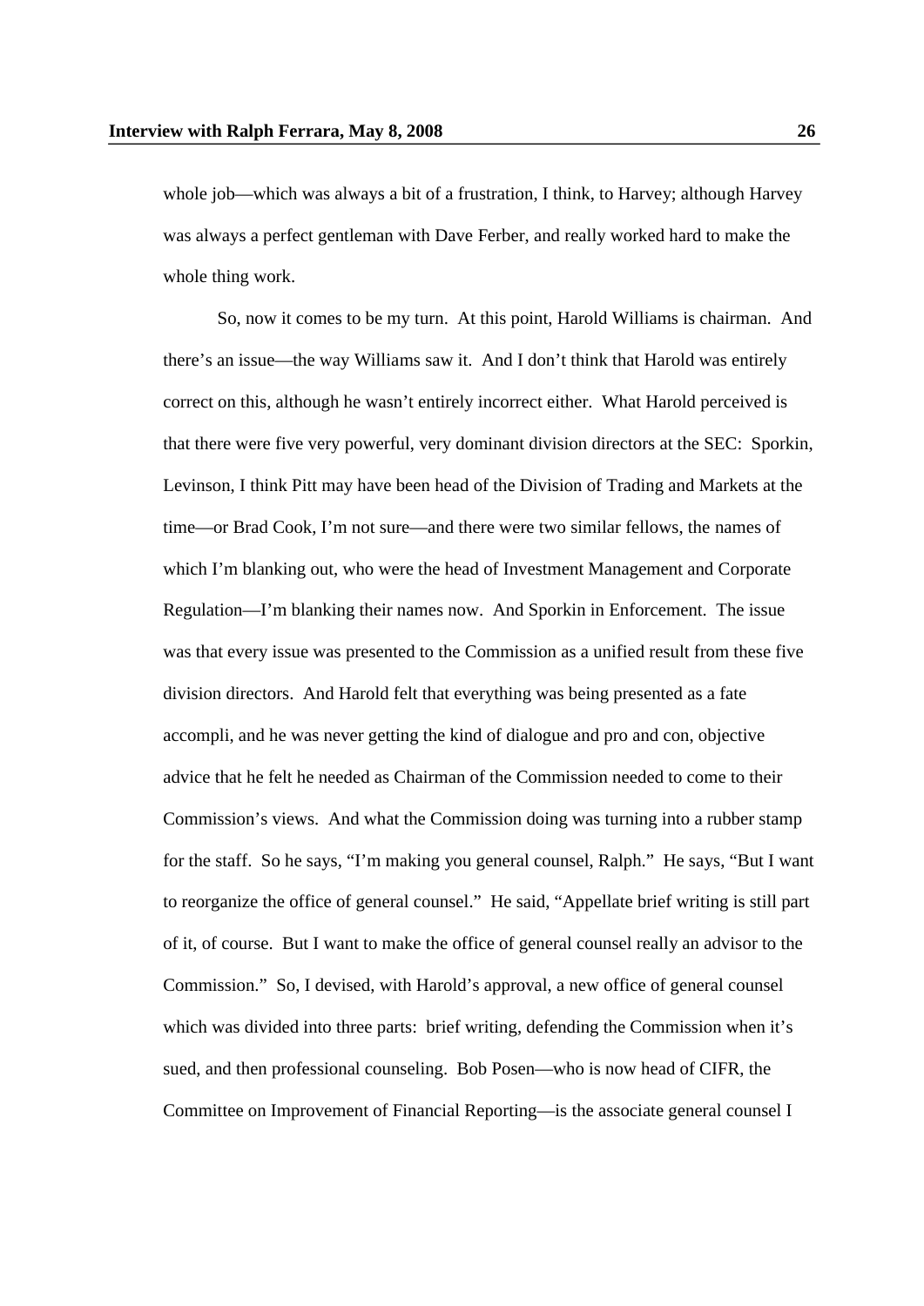whole job—which was always a bit of a frustration, I think, to Harvey; although Harvey was always a perfect gentleman with Dave Ferber, and really worked hard to make the whole thing work.

So, now it comes to be my turn. At this point, Harold Williams is chairman. And there's an issue—the way Williams saw it. And I don't think that Harold was entirely correct on this, although he wasn't entirely incorrect either. What Harold perceived is that there were five very powerful, very dominant division directors at the SEC: Sporkin, Levinson, I think Pitt may have been head of the Division of Trading and Markets at the time—or Brad Cook, I'm not sure—and there were two similar fellows, the names of which I'm blanking out, who were the head of Investment Management and Corporate Regulation—I'm blanking their names now. And Sporkin in Enforcement. The issue was that every issue was presented to the Commission as a unified result from these five division directors. And Harold felt that everything was being presented as a fate accompli, and he was never getting the kind of dialogue and pro and con, objective advice that he felt he needed as Chairman of the Commission needed to come to their Commission's views. And what the Commission doing was turning into a rubber stamp for the staff. So he says, "I'm making you general counsel, Ralph." He says, "But I want to reorganize the office of general counsel." He said, "Appellate brief writing is still part of it, of course. But I want to make the office of general counsel really an advisor to the Commission." So, I devised, with Harold's approval, a new office of general counsel which was divided into three parts: brief writing, defending the Commission when it's sued, and then professional counseling. Bob Posen—who is now head of CIFR, the Committee on Improvement of Financial Reporting—is the associate general counsel I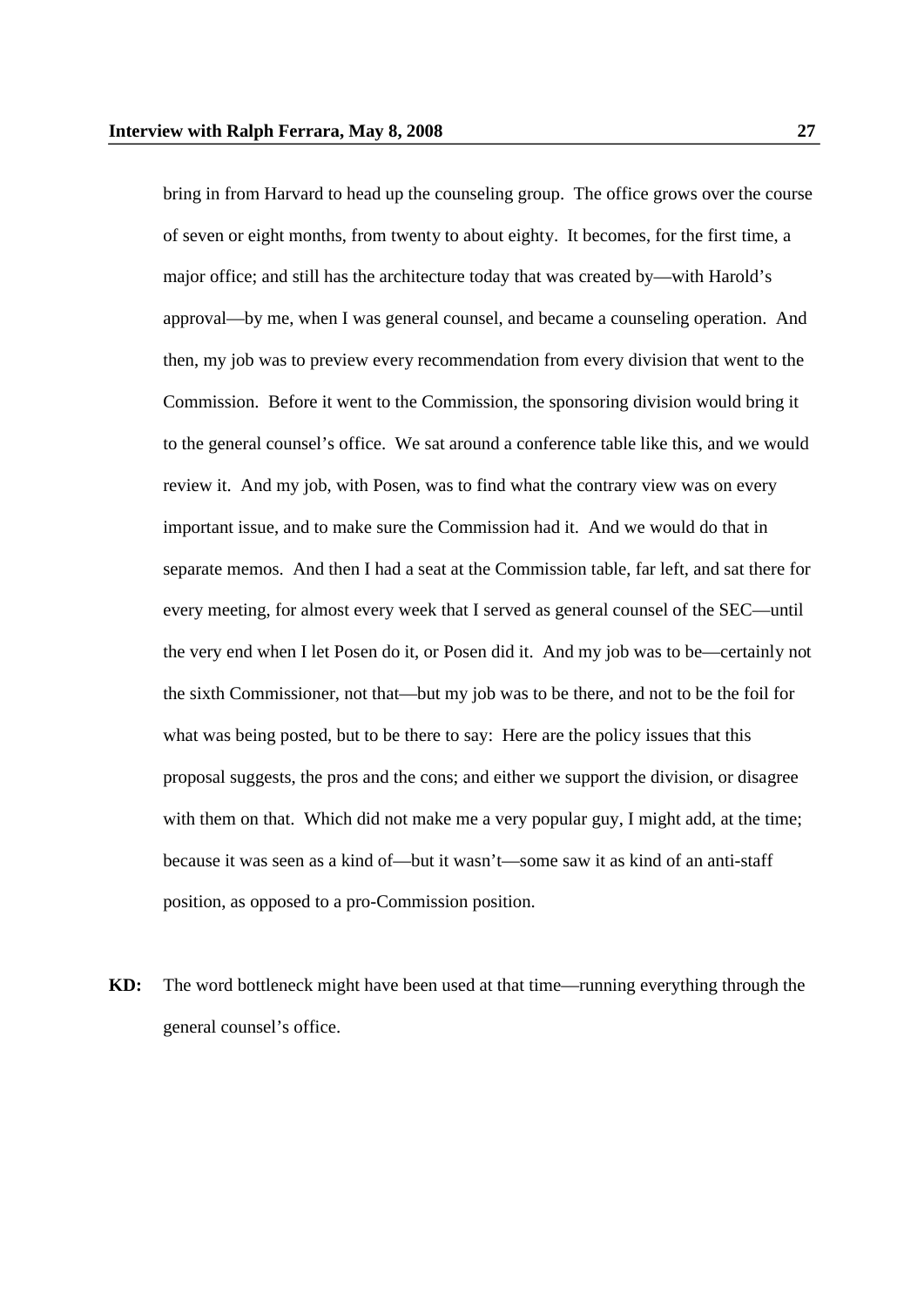bring in from Harvard to head up the counseling group. The office grows over the course of seven or eight months, from twenty to about eighty. It becomes, for the first time, a major office; and still has the architecture today that was created by—with Harold's approval—by me, when I was general counsel, and became a counseling operation. And then, my job was to preview every recommendation from every division that went to the Commission. Before it went to the Commission, the sponsoring division would bring it to the general counsel's office. We sat around a conference table like this, and we would review it. And my job, with Posen, was to find what the contrary view was on every important issue, and to make sure the Commission had it. And we would do that in separate memos. And then I had a seat at the Commission table, far left, and sat there for every meeting, for almost every week that I served as general counsel of the SEC—until the very end when I let Posen do it, or Posen did it. And my job was to be—certainly not the sixth Commissioner, not that—but my job was to be there, and not to be the foil for what was being posted, but to be there to say: Here are the policy issues that this proposal suggests, the pros and the cons; and either we support the division, or disagree with them on that. Which did not make me a very popular guy, I might add, at the time; because it was seen as a kind of—but it wasn't—some saw it as kind of an anti-staff position, as opposed to a pro-Commission position.

**KD:** The word bottleneck might have been used at that time—running everything through the general counsel's office.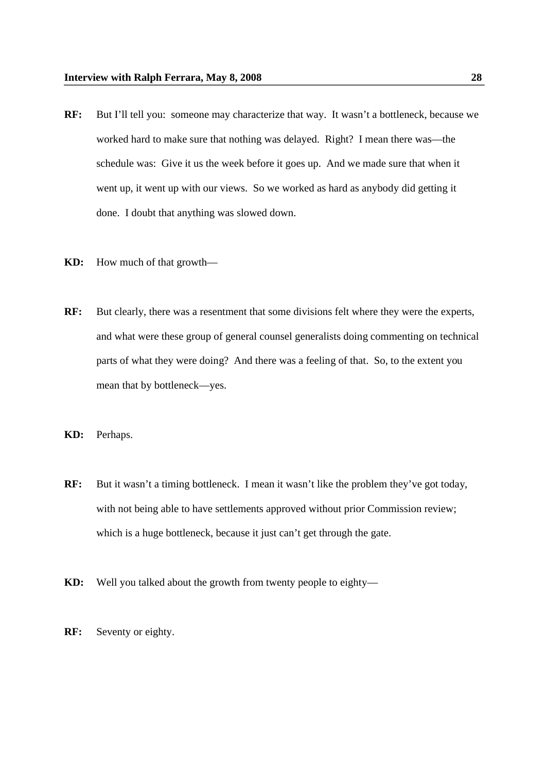**RF:** But I'll tell you: someone may characterize that way. It wasn't a bottleneck, because we worked hard to make sure that nothing was delayed. Right? I mean there was—the schedule was: Give it us the week before it goes up. And we made sure that when it went up, it went up with our views. So we worked as hard as anybody did getting it done. I doubt that anything was slowed down.

**KD:** How much of that growth—

**RF:** But clearly, there was a resentment that some divisions felt where they were the experts, and what were these group of general counsel generalists doing commenting on technical parts of what they were doing? And there was a feeling of that. So, to the extent you mean that by bottleneck—yes.

**KD:** Perhaps.

**RF:** But it wasn't a timing bottleneck. I mean it wasn't like the problem they've got today, with not being able to have settlements approved without prior Commission review; which is a huge bottleneck, because it just can't get through the gate.

**KD:** Well you talked about the growth from twenty people to eighty—

**RF:** Seventy or eighty.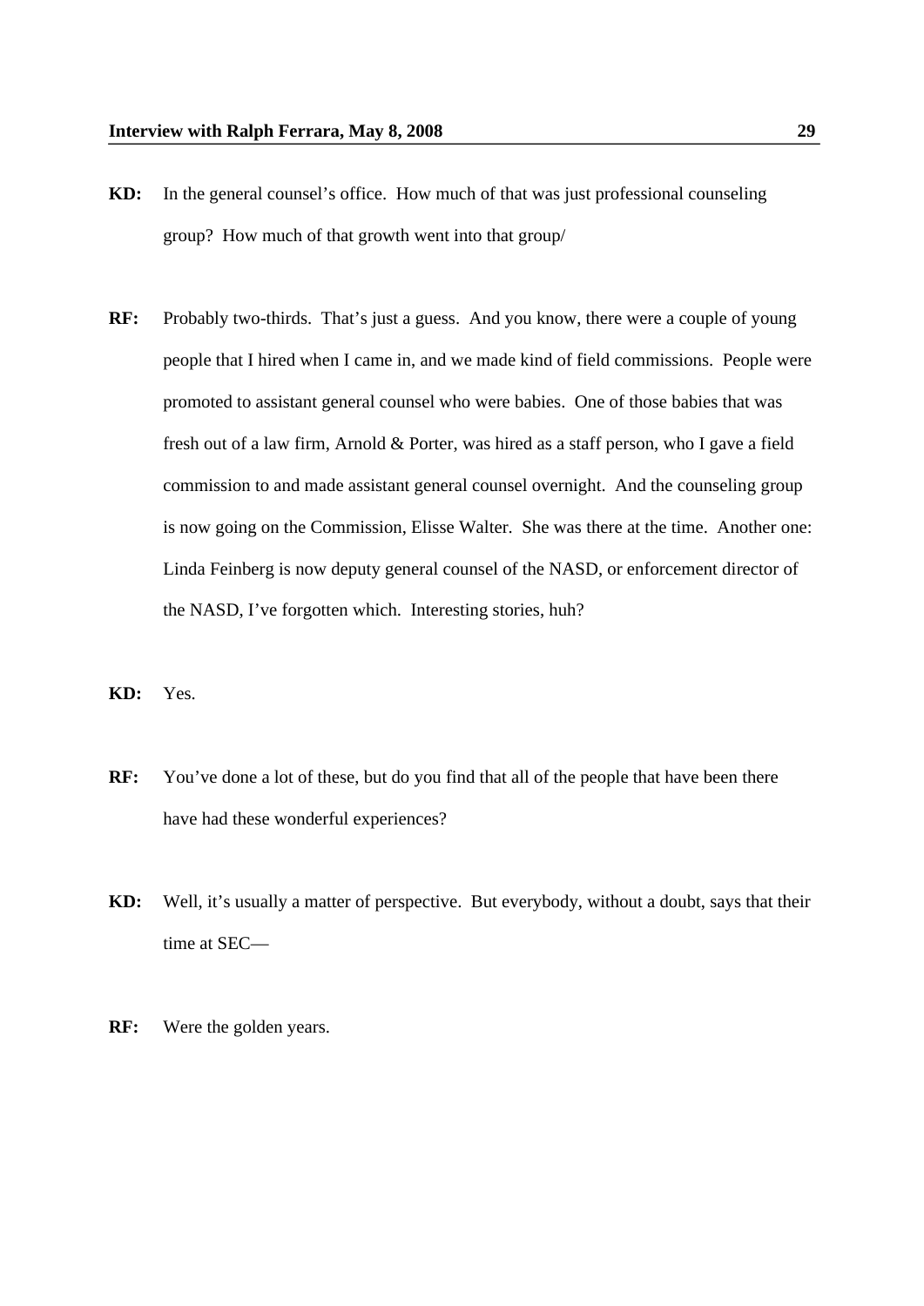**KD:** In the general counsel's office. How much of that was just professional counseling group? How much of that growth went into that group/

**RF:** Probably two-thirds. That's just a guess. And you know, there were a couple of young people that I hired when I came in, and we made kind of field commissions. People were promoted to assistant general counsel who were babies. One of those babies that was fresh out of a law firm, Arnold & Porter, was hired as a staff person, who I gave a field commission to and made assistant general counsel overnight. And the counseling group is now going on the Commission, Elisse Walter. She was there at the time. Another one: Linda Feinberg is now deputy general counsel of the NASD, or enforcement director of the NASD, I've forgotten which. Interesting stories, huh?

**KD:** Yes.

**RF:** You've done a lot of these, but do you find that all of the people that have been there have had these wonderful experiences?

**KD:** Well, it's usually a matter of perspective. But everybody, without a doubt, says that their time at SEC—

**RF:** Were the golden years.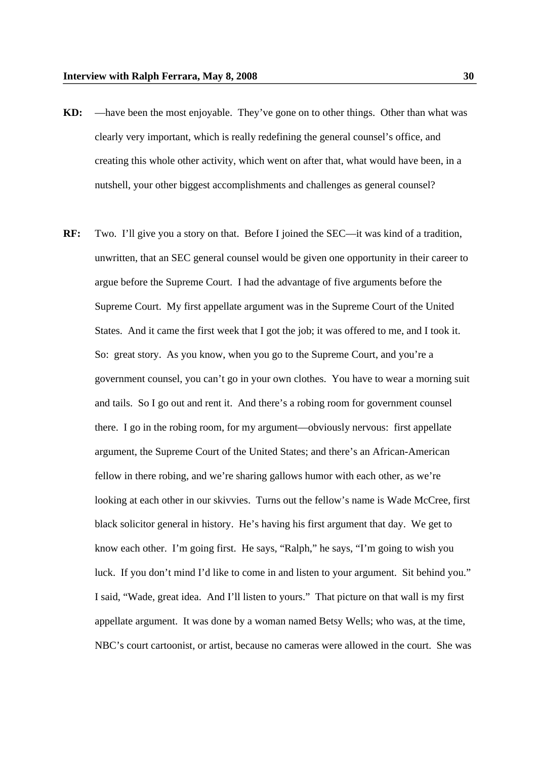**KD:** —have been the most enjoyable. They've gone on to other things. Other than what was clearly very important, which is really redefining the general counsel's office, and creating this whole other activity, which went on after that, what would have been, in a nutshell, your other biggest accomplishments and challenges as general counsel?

**RF:** Two. I'll give you a story on that. Before I joined the SEC—it was kind of a tradition, unwritten, that an SEC general counsel would be given one opportunity in their career to argue before the Supreme Court. I had the advantage of five arguments before the Supreme Court. My first appellate argument was in the Supreme Court of the United States. And it came the first week that I got the job; it was offered to me, and I took it. So: great story. As you know, when you go to the Supreme Court, and you're a government counsel, you can't go in your own clothes. You have to wear a morning suit and tails. So I go out and rent it. And there's a robing room for government counsel there. I go in the robing room, for my argument—obviously nervous: first appellate argument, the Supreme Court of the United States; and there's an African-American fellow in there robing, and we're sharing gallows humor with each other, as we're looking at each other in our skivvies. Turns out the fellow's name is Wade McCree, first black solicitor general in history. He's having his first argument that day. We get to know each other. I'm going first. He says, "Ralph," he says, "I'm going to wish you luck. If you don't mind I'd like to come in and listen to your argument. Sit behind you." I said, "Wade, great idea. And I'll listen to yours." That picture on that wall is my first appellate argument. It was done by a woman named Betsy Wells; who was, at the time, NBC's court cartoonist, or artist, because no cameras were allowed in the court. She was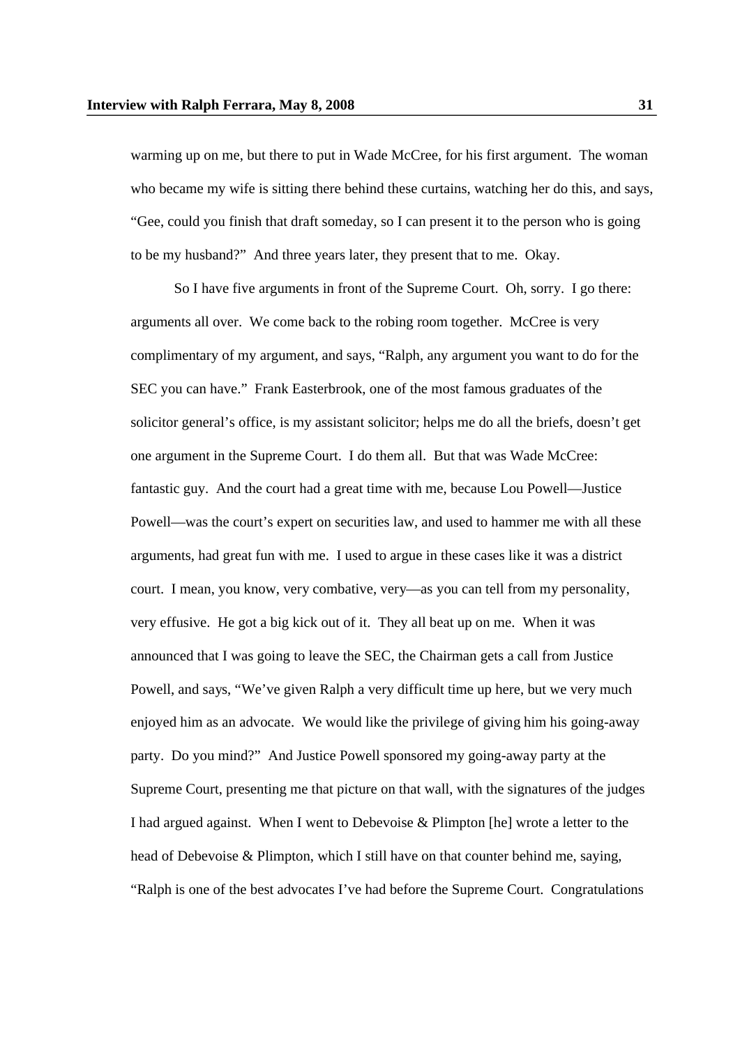warming up on me, but there to put in Wade McCree, for his first argument. The woman who became my wife is sitting there behind these curtains, watching her do this, and says, "Gee, could you finish that draft someday, so I can present it to the person who is going to be my husband?" And three years later, they present that to me. Okay.

So I have five arguments in front of the Supreme Court. Oh, sorry. I go there: arguments all over. We come back to the robing room together. McCree is very complimentary of my argument, and says, "Ralph, any argument you want to do for the SEC you can have." Frank Easterbrook, one of the most famous graduates of the solicitor general's office, is my assistant solicitor; helps me do all the briefs, doesn't get one argument in the Supreme Court. I do them all. But that was Wade McCree: fantastic guy. And the court had a great time with me, because Lou Powell—Justice Powell—was the court's expert on securities law, and used to hammer me with all these arguments, had great fun with me. I used to argue in these cases like it was a district court. I mean, you know, very combative, very—as you can tell from my personality, very effusive. He got a big kick out of it. They all beat up on me. When it was announced that I was going to leave the SEC, the Chairman gets a call from Justice Powell, and says, "We've given Ralph a very difficult time up here, but we very much enjoyed him as an advocate. We would like the privilege of giving him his going-away party. Do you mind?" And Justice Powell sponsored my going-away party at the Supreme Court, presenting me that picture on that wall, with the signatures of the judges I had argued against. When I went to Debevoise & Plimpton [he] wrote a letter to the head of Debevoise & Plimpton, which I still have on that counter behind me, saying, "Ralph is one of the best advocates I've had before the Supreme Court. Congratulations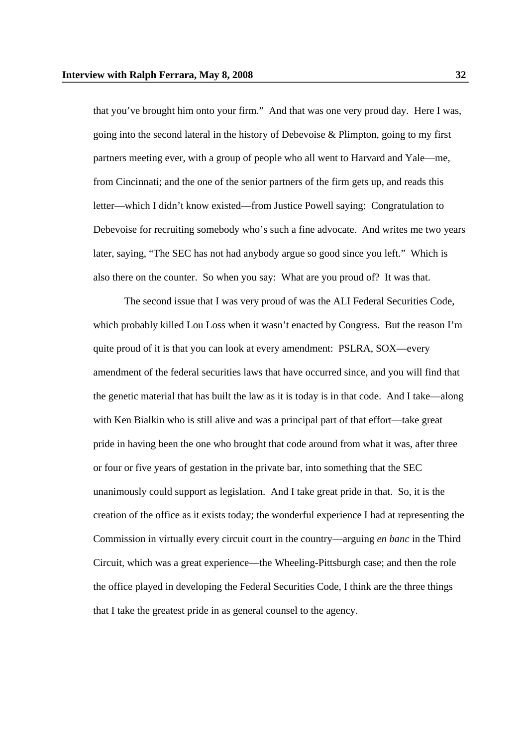that you've brought him onto your firm." And that was one very proud day. Here I was, going into the second lateral in the history of Debevoise & Plimpton, going to my first partners meeting ever, with a group of people who all went to Harvard and Yale—me, from Cincinnati; and the one of the senior partners of the firm gets up, and reads this letter—which I didn't know existed—from Justice Powell saying: Congratulation to Debevoise for recruiting somebody who's such a fine advocate. And writes me two years later, saying, "The SEC has not had anybody argue so good since you left." Which is also there on the counter. So when you say: What are you proud of? It was that.

The second issue that I was very proud of was the ALI Federal Securities Code, which probably killed Lou Loss when it wasn't enacted by Congress. But the reason I'm quite proud of it is that you can look at every amendment: PSLRA, SOX—every amendment of the federal securities laws that have occurred since, and you will find that the genetic material that has built the law as it is today is in that code. And I take—along with Ken Bialkin who is still alive and was a principal part of that effort—take great pride in having been the one who brought that code around from what it was, after three or four or five years of gestation in the private bar, into something that the SEC unanimously could support as legislation. And I take great pride in that. So, it is the creation of the office as it exists today; the wonderful experience I had at representing the Commission in virtually every circuit court in the country—arguing *en banc* in the Third Circuit, which was a great experience—the Wheeling-Pittsburgh case; and then the role the office played in developing the Federal Securities Code, I think are the three things that I take the greatest pride in as general counsel to the agency.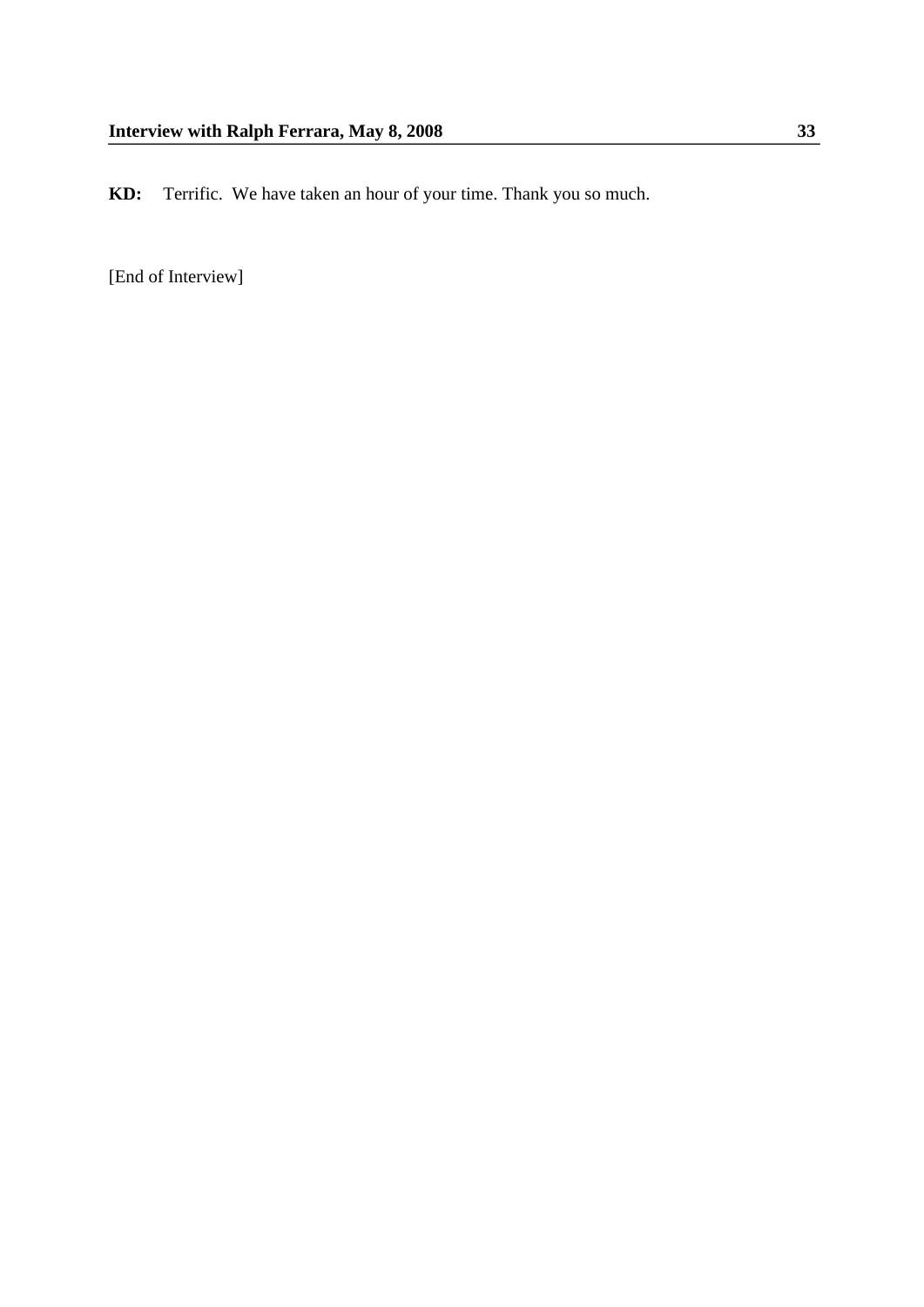**KD:** Terrific. We have taken an hour of your time. Thank you so much.

[End of Interview]